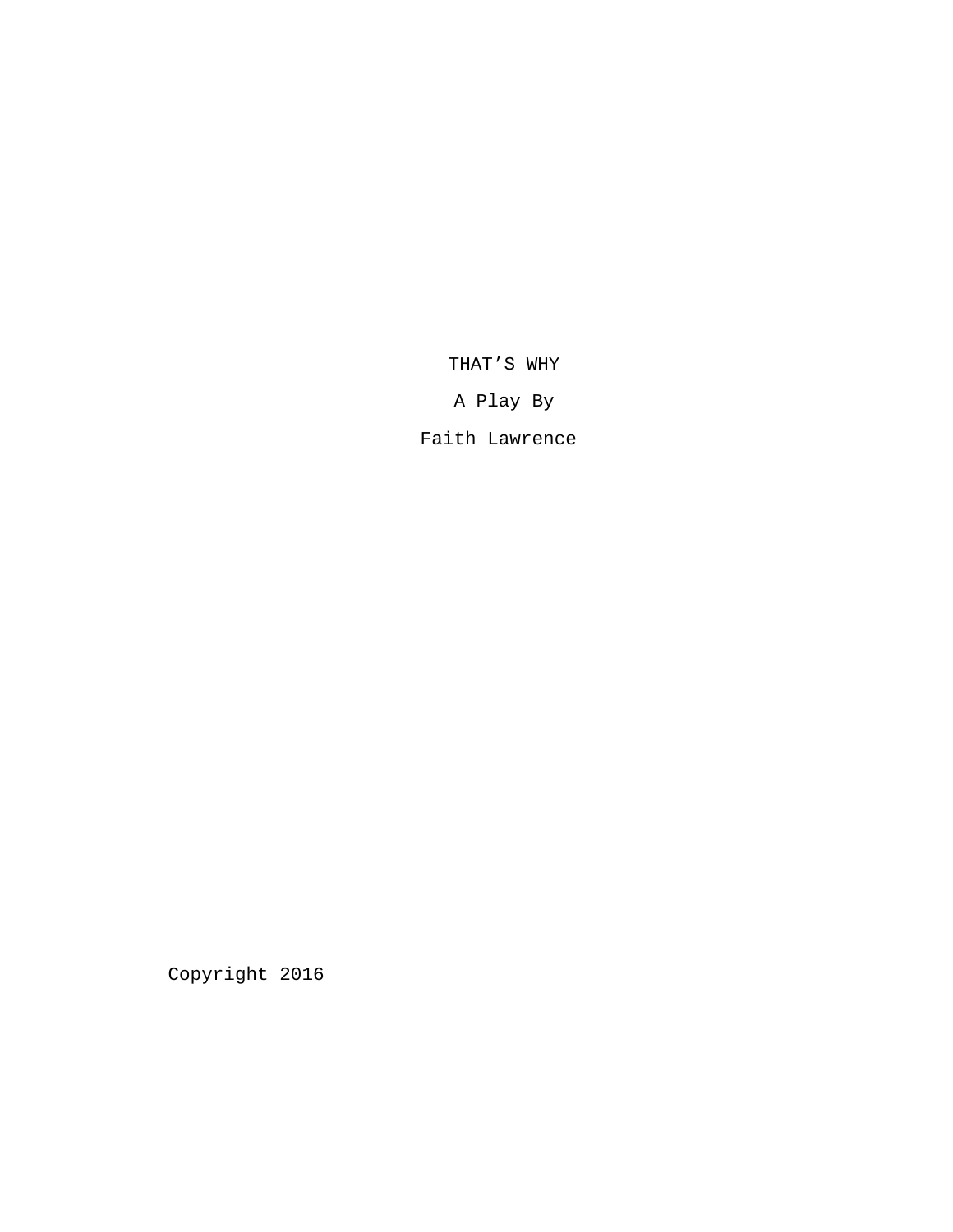# THAT’S WHY

A Play By

Faith Lawrence

Copyright 2016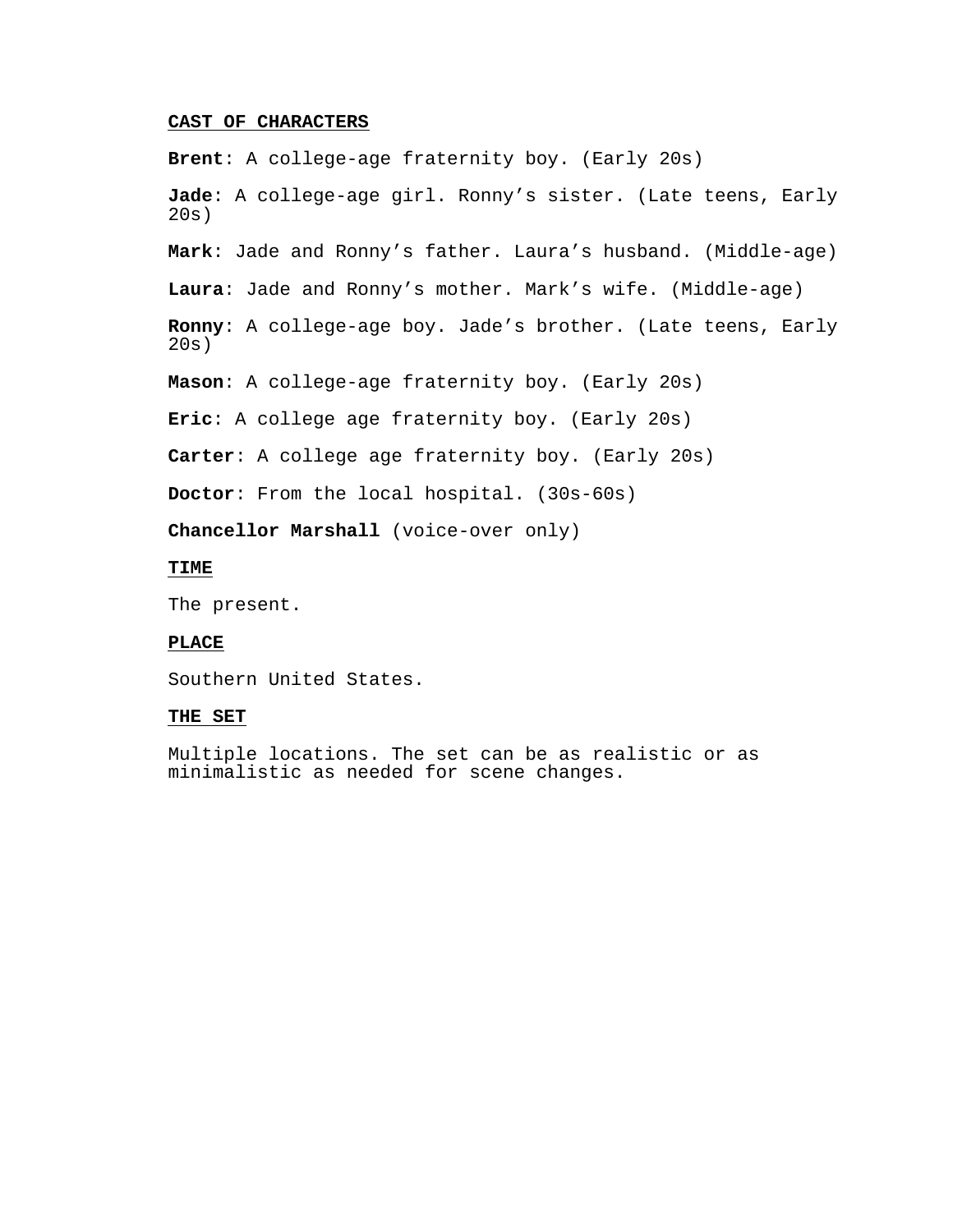**CAST OF CHARACTERS**

**Brent**: A college-age fraternity boy. (Early 20s)

**Jade**: A college-age girl. Ronny's sister. (Late teens, Early 20s)

**Mark**: Jade and Ronny's father. Laura's husband. (Middle-age)

**Laura**: Jade and Ronny's mother. Mark's wife. (Middle-age)

**Ronny**: A college-age boy. Jade's brother. (Late teens, Early 20s)

**Mason**: A college-age fraternity boy. (Early 20s)

**Eric**: A college age fraternity boy. (Early 20s)

**Carter**: A college age fraternity boy. (Early 20s)

**Doctor**: From the local hospital. (30s-60s)

**Chancellor Marshall** (voice-over only)

**TIME**

The present.

**PLACE**

Southern United States.

**THE SET**

Multiple locations. The set can be as realistic or as minimalistic as needed for scene changes.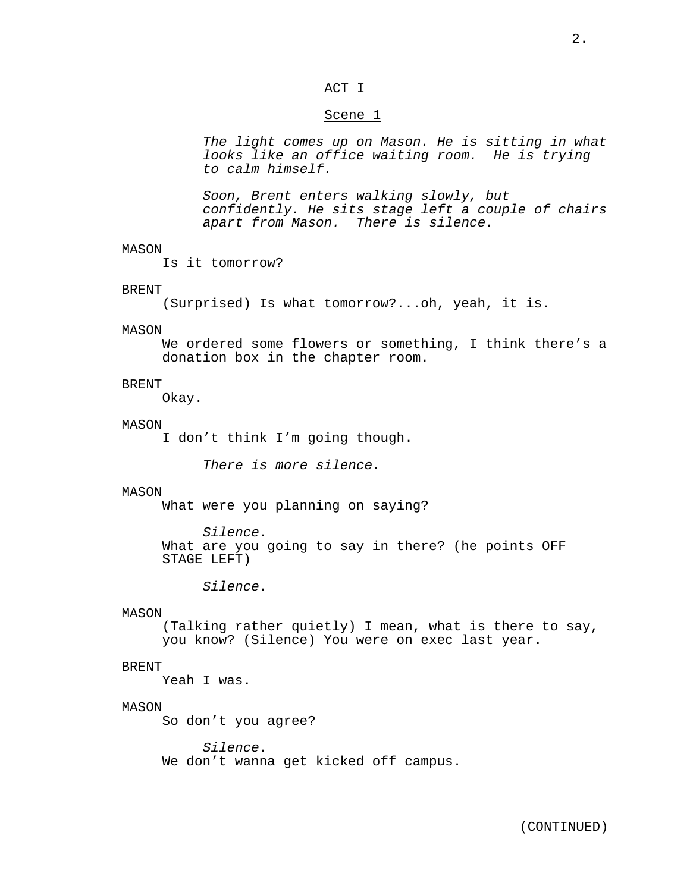ACT I

Scene 1

*The light comes up on Mason. He is sitting in what looks like an office waiting room. He is trying to calm himself.*

*Soon, Brent enters walking slowly, but confidently. He sits stage left a couple of chairs apart from Mason. There is silence.*

MASON
Is it tomorrow?

BRENT
(Surprised) Is what tomorrow?...oh, yeah, it is.

MASON
We ordered some flowers or something, I think there's a donation box in the chapter room.

BRENT
Okay.

MASON
I don't think I'm going though.

*There is more silence.*

MASON
What were you planning on saying?

*Silence.*

What are you going to say in there? (he points OFF STAGE LEFT)

*Silence.*

MASON
(Talking rather quietly) I mean, what is there to say, you know? (Silence) You were on exec last year.

BRENT
Yeah I was.

MASON
So don't you agree?

*Silence.*

We don't wanna get kicked off campus.

(CONTINUED)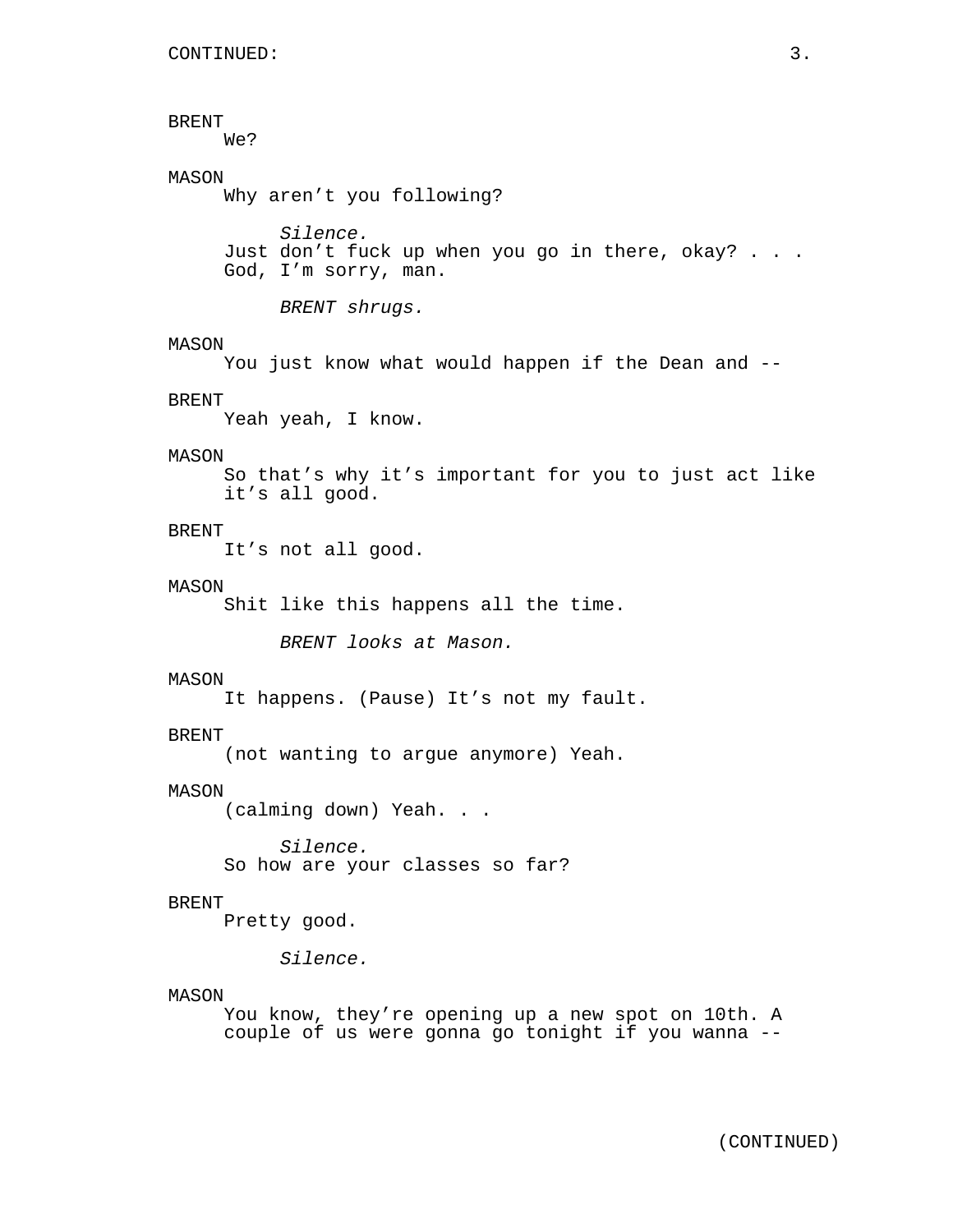CONTINUED:

BRENT
We?

MASON
Why aren't you following?

*Silence.*

Just don't fuck up when you go in there, okay? . . .
God, I'm sorry, man.

*BRENT shrugs.*

MASON
You just know what would happen if the Dean and --

BRENT
Yeah yeah, I know.

MASON
So that's why it's important for you to just act like it's all good.

BRENT
It's not all good.

MASON
Shit like this happens all the time.

*BRENT looks at Mason.*

MASON
It happens. (Pause) It's not my fault.

BRENT
(not wanting to argue anymore) Yeah.

MASON
(calming down) Yeah. . .

*Silence.*

So how are your classes so far?

BRENT
Pretty good.

*Silence.*

MASON
You know, they're opening up a new spot on 10th. A couple of us were gonna go tonight if you wanna --

(CONTINUED)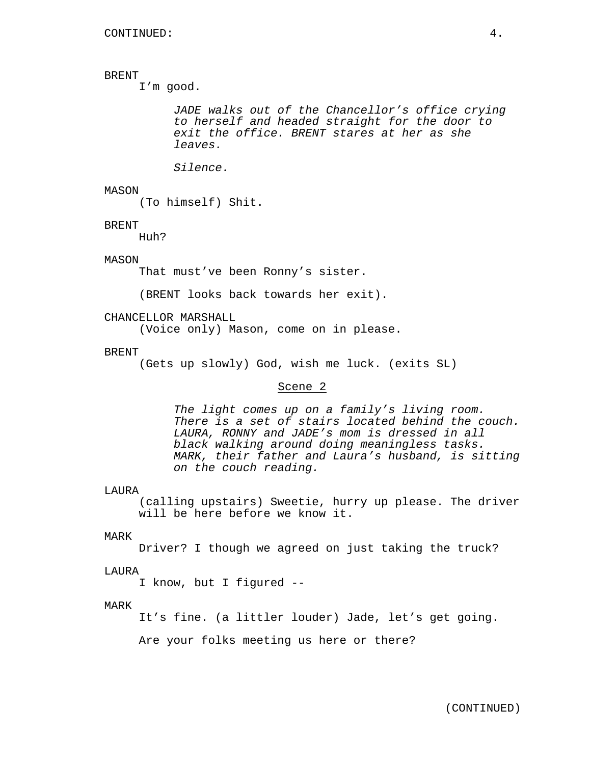BRENT

I'm good.

*JADE walks out of the Chancellor's office crying to herself and headed straight for the door to exit the office. BRENT stares at her as she leaves.*

*Silence.*

MASON

(To himself) Shit.

BRENT

Huh?

MASON

That must've been Ronny's sister.

(BRENT looks back towards her exit).

CHANCELLOR MARSHALL

(Voice only) Mason, come on in please.

BRENT

(Gets up slowly) God, wish me luck. (exits SL)

## Scene 2

*The light comes up on a family's living room. There is a set of stairs located behind the couch. LAURA, RONNY and JADE's mom is dressed in all black walking around doing meaningless tasks. MARK, their father and Laura's husband, is sitting on the couch reading.*

LAURA

(calling upstairs) Sweetie, hurry up please. The driver will be here before we know it.

MARK

Driver? I though we agreed on just taking the truck?

LAURA

I know, but I figured --

MARK

It's fine. (a littler louder) Jade, let's get going.

Are your folks meeting us here or there?

(CONTINUED)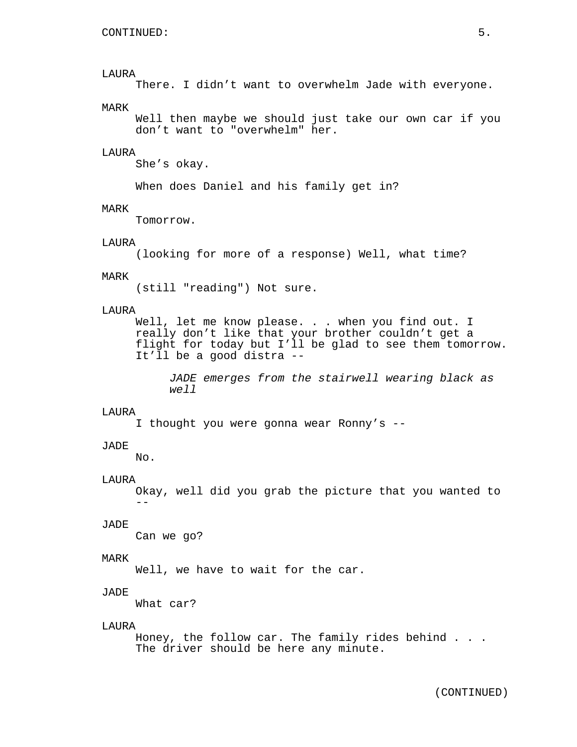CONTINUED:

LAURA
There. I didn’t want to overwhelm Jade with everyone.

MARK
Well then maybe we should just take our own car if you don’t want to "overwhelm" her.

LAURA
She’s okay.

When does Daniel and his family get in?

MARK
Tomorrow.

LAURA
(looking for more of a response) Well, what time?

MARK
(still "reading") Not sure.

LAURA
Well, let me know please. . . when you find out. I really don’t like that your brother couldn’t get a flight for today but I’ll be glad to see them tomorrow. It’ll be a good distra --

*JADE emerges from the stairwell wearing black as well*

LAURA
I thought you were gonna wear Ronny’s --

JADE
No.

LAURA
Okay, well did you grab the picture that you wanted to --

JADE
Can we go?

MARK
Well, we have to wait for the car.

JADE
What car?

LAURA
Honey, the follow car. The family rides behind . . . The driver should be here any minute.

(CONTINUED)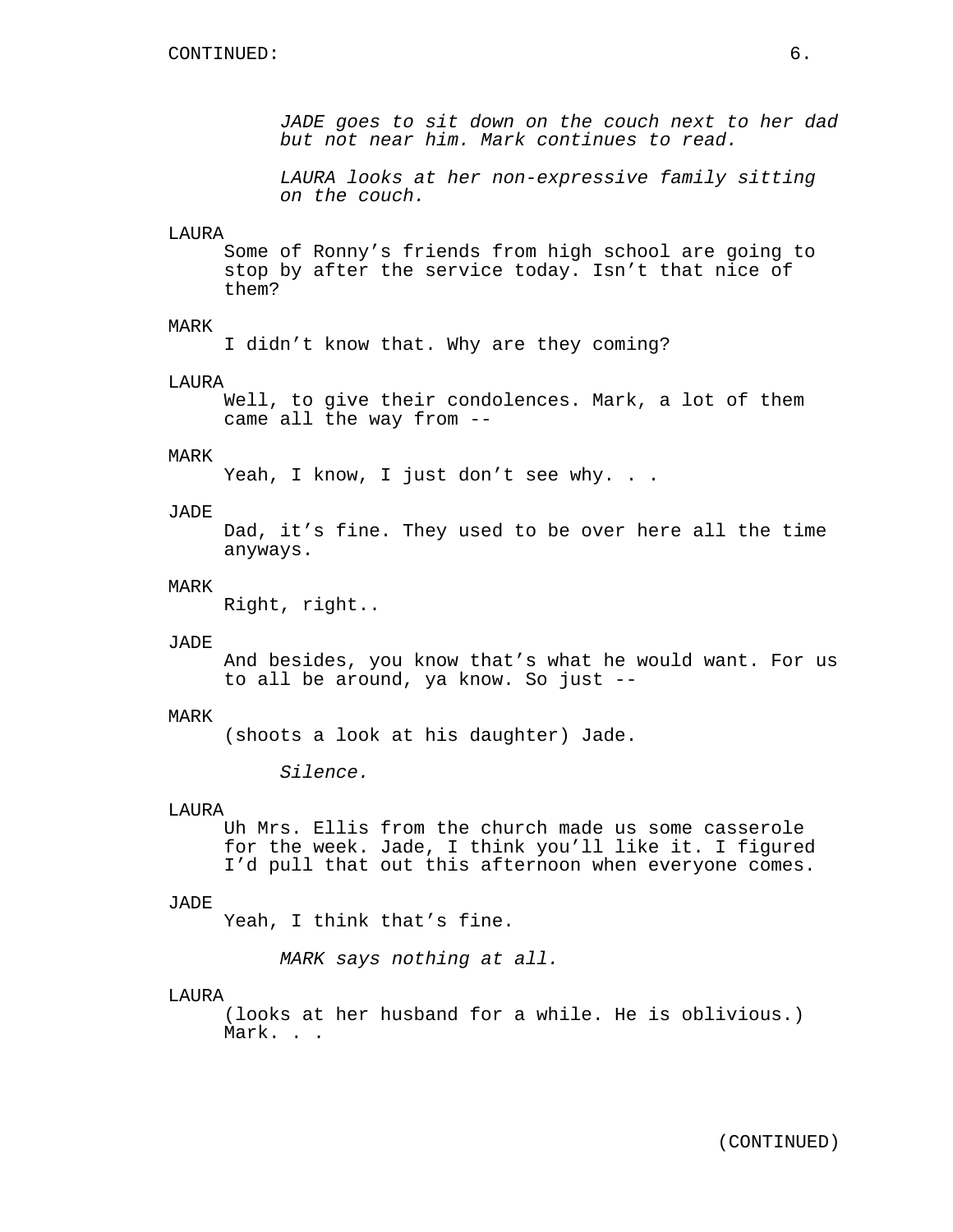CONTINUED:

*JADE goes to sit down on the couch next to her dad but not near him. Mark continues to read.*

*LAURA looks at her non-expressive family sitting on the couch.*

LAURA
Some of Ronny's friends from high school are going to stop by after the service today. Isn't that nice of them?

MARK
I didn't know that. Why are they coming?

LAURA
Well, to give their condolences. Mark, a lot of them came all the way from --

MARK
Yeah, I know, I just don't see why. . .

JADE
Dad, it's fine. They used to be over here all the time anyways.

MARK
Right, right..

JADE
And besides, you know that's what he would want. For us to all be around, ya know. So just --

MARK
(shoots a look at his daughter) Jade.

*Silence.*

LAURA
Uh Mrs. Ellis from the church made us some casserole for the week. Jade, I think you'll like it. I figured I'd pull that out this afternoon when everyone comes.

JADE
Yeah, I think that's fine.

*MARK says nothing at all.*

LAURA
(looks at her husband for a while. He is oblivious.) Mark. . .

(CONTINUED)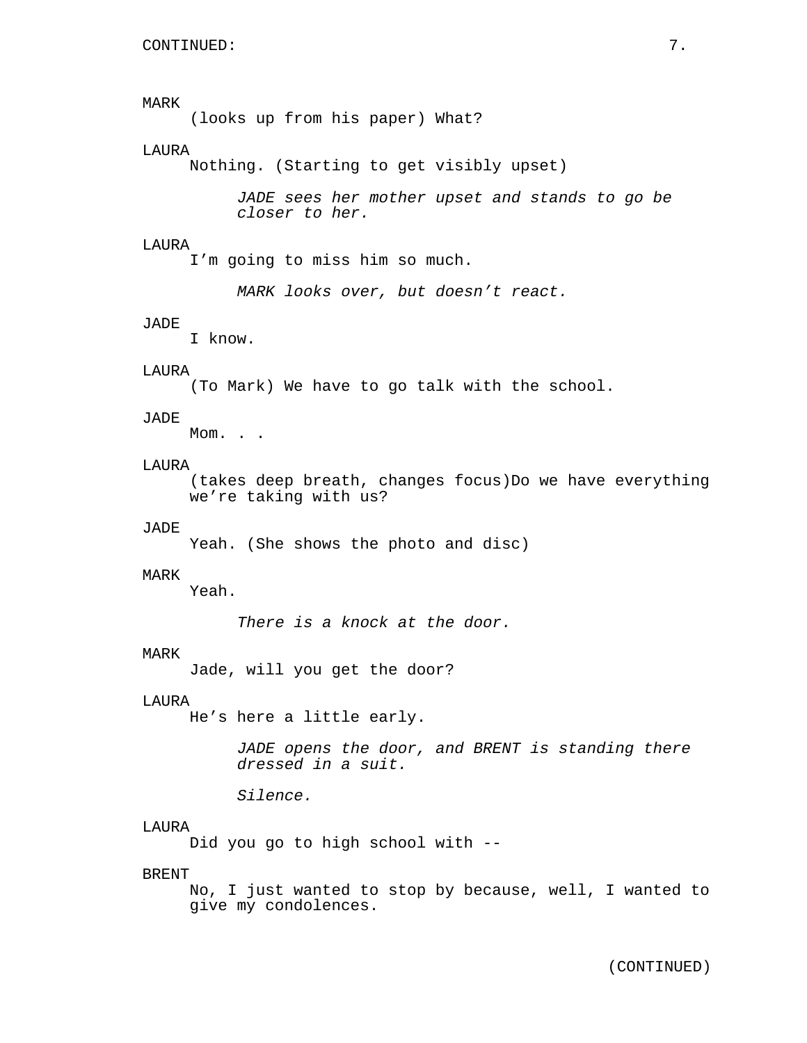CONTINUED:

MARK
(looks up from his paper) What?

LAURA
Nothing. (Starting to get visibly upset)

*JADE sees her mother upset and stands to go be closer to her.*

LAURA
I'm going to miss him so much.

*MARK looks over, but doesn't react.*

JADE
I know.

LAURA
(To Mark) We have to go talk with the school.

JADE
Mom. . .

LAURA
(takes deep breath, changes focus)Do we have everything we're taking with us?

JADE
Yeah. (She shows the photo and disc)

MARK
Yeah.

*There is a knock at the door.*

MARK
Jade, will you get the door?

LAURA
He's here a little early.

*JADE opens the door, and BRENT is standing there dressed in a suit.*

*Silence.*

LAURA
Did you go to high school with --

BRENT
No, I just wanted to stop by because, well, I wanted to give my condolences.

(CONTINUED)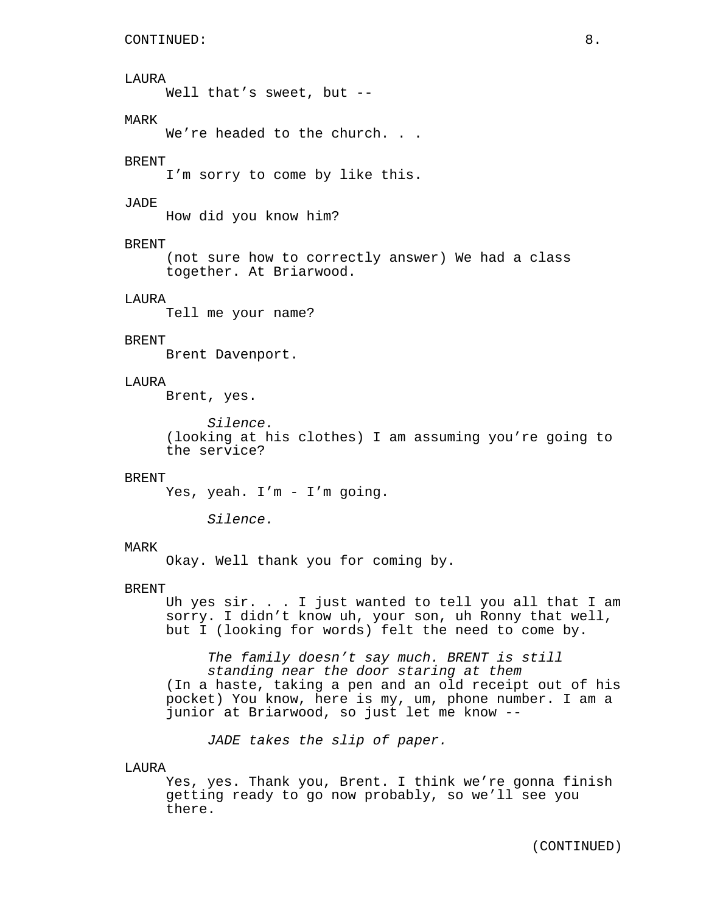LAURA
Well that’s sweet, but --

MARK
We’re headed to the church. . .

BRENT
I’m sorry to come by like this.

JADE
How did you know him?

BRENT
(not sure how to correctly answer) We had a class together. At Briarwood.

LAURA
Tell me your name?

BRENT
Brent Davenport.

LAURA
Brent, yes.

*Silence.*

(looking at his clothes) I am assuming you’re going to the service?

BRENT
Yes, yeah. I’m - I’m going.

*Silence.*

MARK
Okay. Well thank you for coming by.

BRENT
Uh yes sir. . . I just wanted to tell you all that I am sorry. I didn’t know uh, your son, uh Ronny that well, but I (looking for words) felt the need to come by.

*The family doesn’t say much. BRENT is still standing near the door staring at them*

(In a haste, taking a pen and an old receipt out of his pocket) You know, here is my, um, phone number. I am a junior at Briarwood, so just let me know --

*JADE takes the slip of paper.*

LAURA
Yes, yes. Thank you, Brent. I think we’re gonna finish getting ready to go now probably, so we’ll see you there.

(CONTINUED)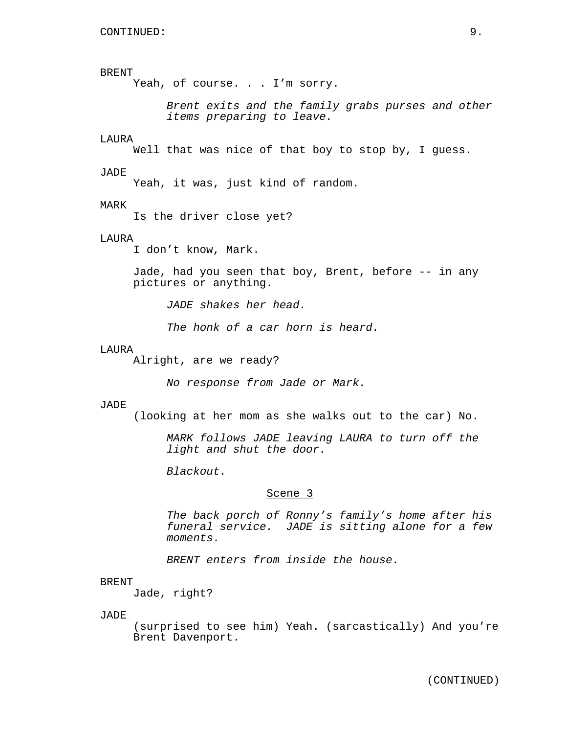BRENT
Yeah, of course. . . I’m sorry.

*Brent exits and the family grabs purses and other items preparing to leave.*

LAURA
Well that was nice of that boy to stop by, I guess.

JADE
Yeah, it was, just kind of random.

MARK
Is the driver close yet?

LAURA
I don’t know, Mark.

Jade, had you seen that boy, Brent, before -- in any pictures or anything.

*JADE shakes her head.*

*The honk of a car horn is heard.*

LAURA
Alright, are we ready?

*No response from Jade or Mark.*

JADE
(looking at her mom as she walks out to the car) No.

*MARK follows JADE leaving LAURA to turn off the light and shut the door.*

*Blackout.*

## Scene 3

*The back porch of Ronny’s family’s home after his funeral service. JADE is sitting alone for a few moments.*

*BRENT enters from inside the house.*

BRENT
Jade, right?

JADE
(surprised to see him) Yeah. (sarcastically) And you’re Brent Davenport.

(CONTINUED)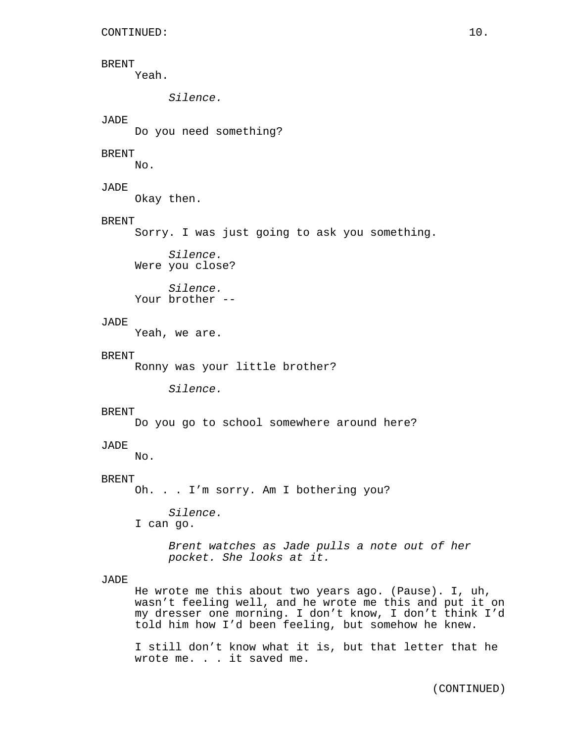CONTINUED:

BRENT
Yeah.

*Silence.*

JADE
Do you need something?

BRENT
No.

JADE
Okay then.

BRENT
Sorry. I was just going to ask you something.

*Silence.*

Were you close?

*Silence.*

Your brother --

JADE
Yeah, we are.

BRENT
Ronny was your little brother?

*Silence.*

BRENT
Do you go to school somewhere around here?

JADE
No.

BRENT
Oh. . . I'm sorry. Am I bothering you?

*Silence.*

I can go.

*Brent watches as Jade pulls a note out of her pocket. She looks at it.*

JADE
He wrote me this about two years ago. (Pause). I, uh, wasn't feeling well, and he wrote me this and put it on my dresser one morning. I don't know, I don't think I'd told him how I'd been feeling, but somehow he knew.

I still don't know what it is, but that letter that he wrote me. . . it saved me.

(CONTINUED)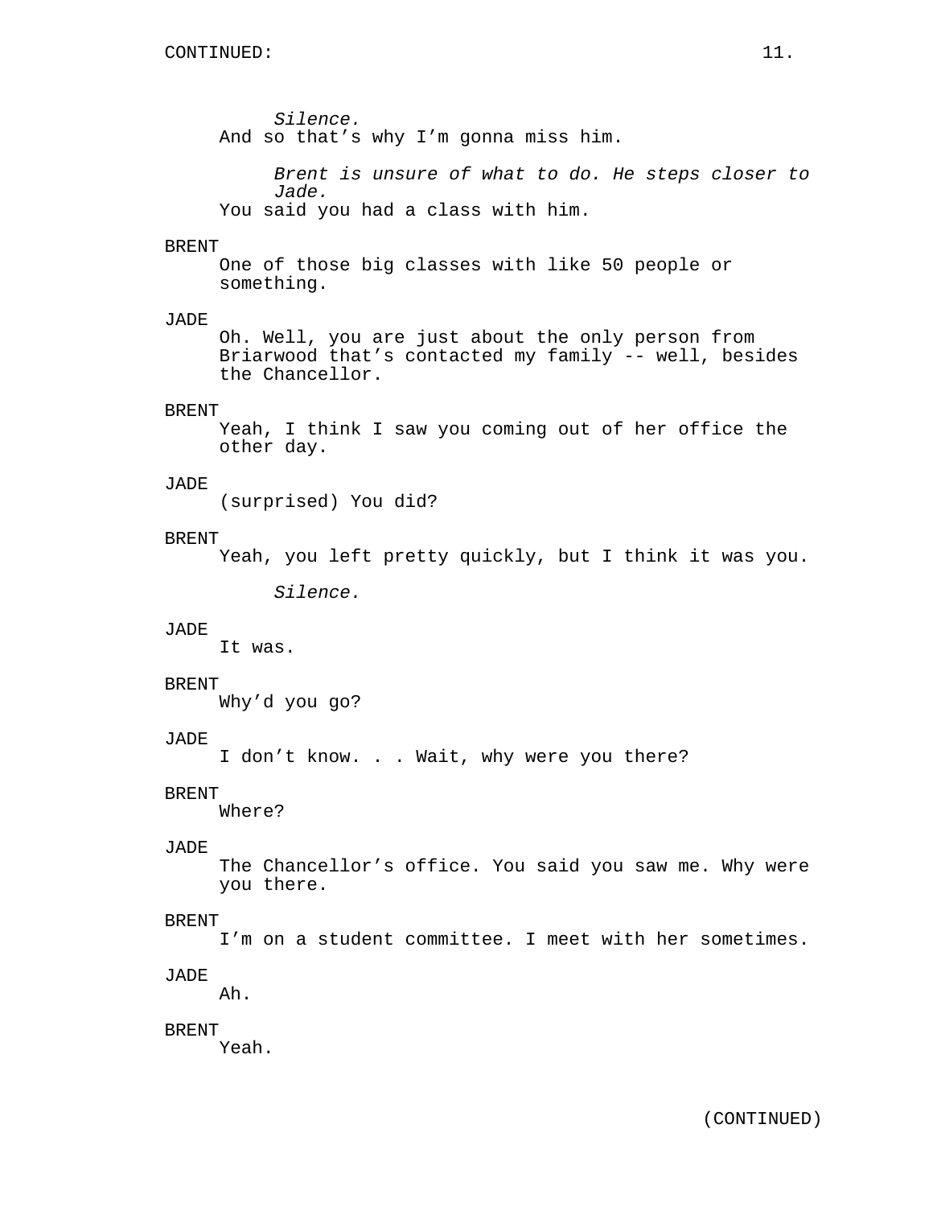*Silence.*

And so that's why I'm gonna miss him.

*Brent is unsure of what to do. He steps closer to Jade.*

You said you had a class with him.

BRENT

One of those big classes with like 50 people or something.

JADE

Oh. Well, you are just about the only person from Briarwood that's contacted my family -- well, besides the Chancellor.

BRENT

Yeah, I think I saw you coming out of her office the other day.

JADE

(surprised) You did?

BRENT

Yeah, you left pretty quickly, but I think it was you.

*Silence.*

JADE

It was.

BRENT

Why'd you go?

JADE

I don't know. . . Wait, why were you there?

BRENT

Where?

JADE

The Chancellor's office. You said you saw me. Why were you there.

BRENT

I'm on a student committee. I meet with her sometimes.

JADE

Ah.

BRENT

Yeah.

(CONTINUED)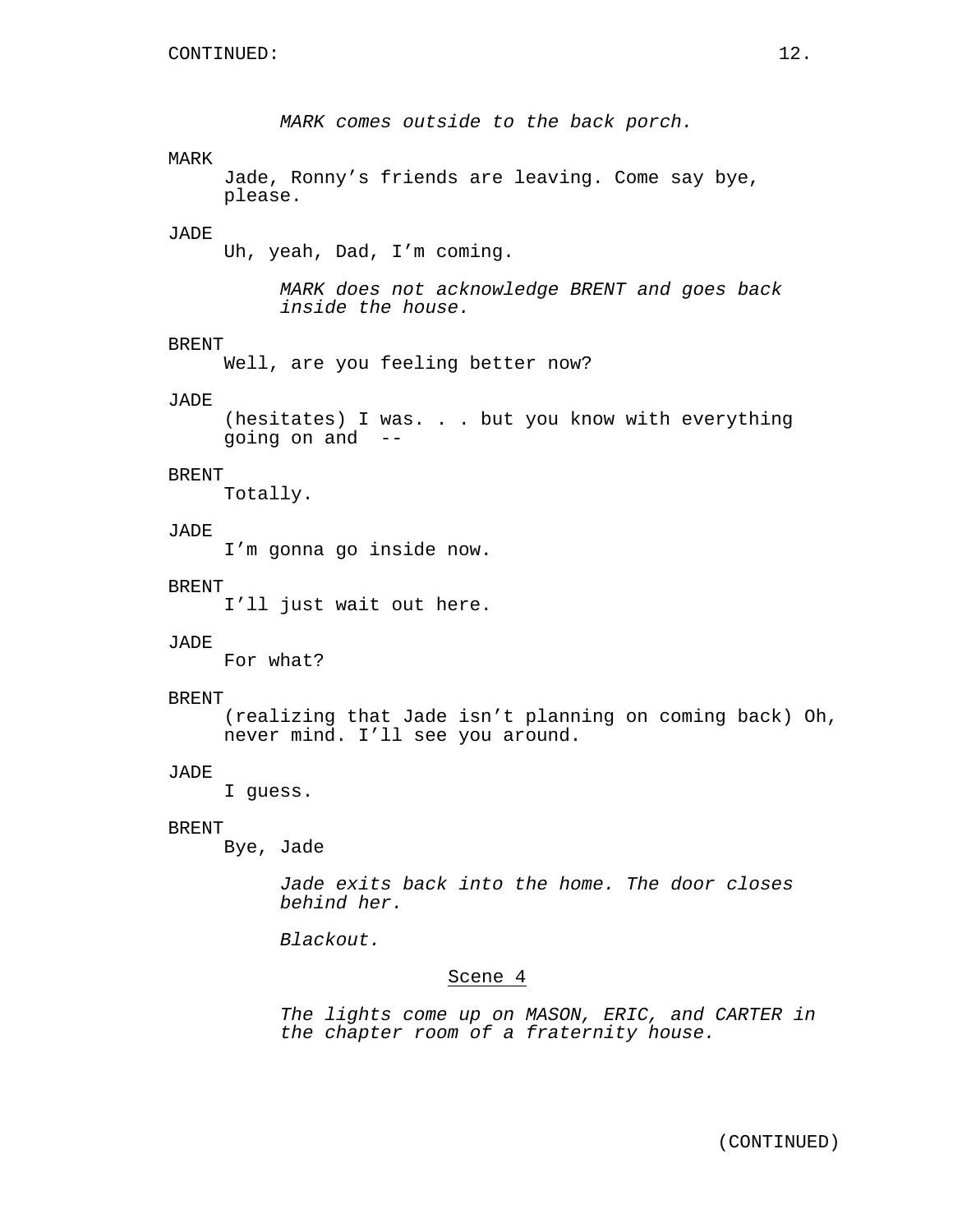*MARK comes outside to the back porch.*

MARK

Jade, Ronny's friends are leaving. Come say bye, please.

JADE

Uh, yeah, Dad, I'm coming.

*MARK does not acknowledge BRENT and goes back inside the house.*

BRENT

Well, are you feeling better now?

JADE

(hesitates) I was. . . but you know with everything going on and --

BRENT

Totally.

JADE

I'm gonna go inside now.

BRENT

I'll just wait out here.

JADE

For what?

BRENT

(realizing that Jade isn't planning on coming back) Oh, never mind. I'll see you around.

JADE

I guess.

BRENT

Bye, Jade

*Jade exits back into the home. The door closes behind her.*

*Blackout.*

## Scene 4

*The lights come up on MASON, ERIC, and CARTER in the chapter room of a fraternity house.*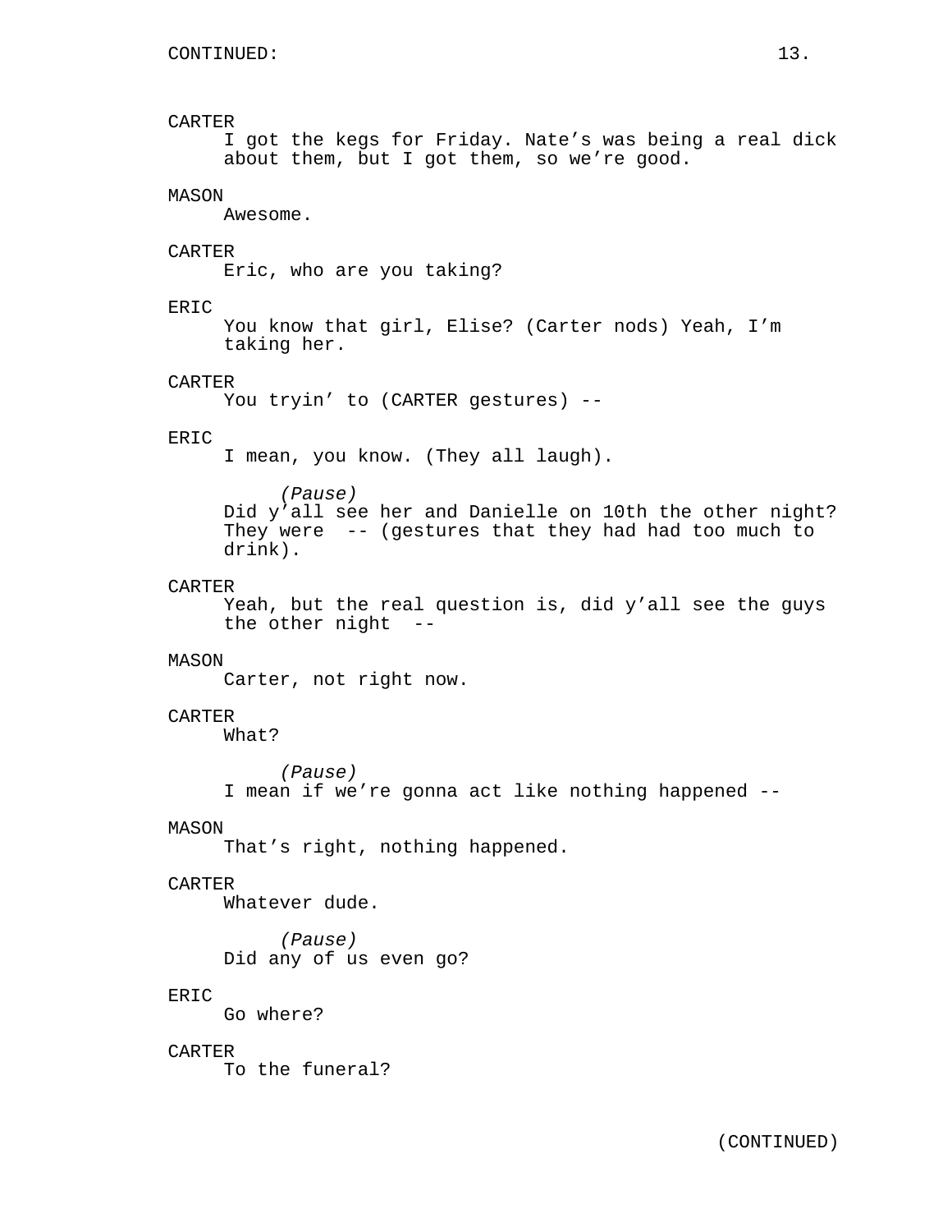CONTINUED:

CARTER
I got the kegs for Friday. Nate's was being a real dick about them, but I got them, so we're good.

MASON
Awesome.

CARTER
Eric, who are you taking?

ERIC
You know that girl, Elise? (Carter nods) Yeah, I'm taking her.

CARTER
You tryin' to (CARTER gestures) --

ERIC
I mean, you know. (They all laugh).

*(Pause)*
Did y'all see her and Danielle on 10th the other night? They were -- (gestures that they had had too much to drink).

CARTER
Yeah, but the real question is, did y'all see the guys the other night --

MASON
Carter, not right now.

CARTER
What?

*(Pause)*
I mean if we're gonna act like nothing happened --

MASON
That's right, nothing happened.

CARTER
Whatever dude.

*(Pause)*
Did any of us even go?

ERIC
Go where?

CARTER
To the funeral?

(CONTINUED)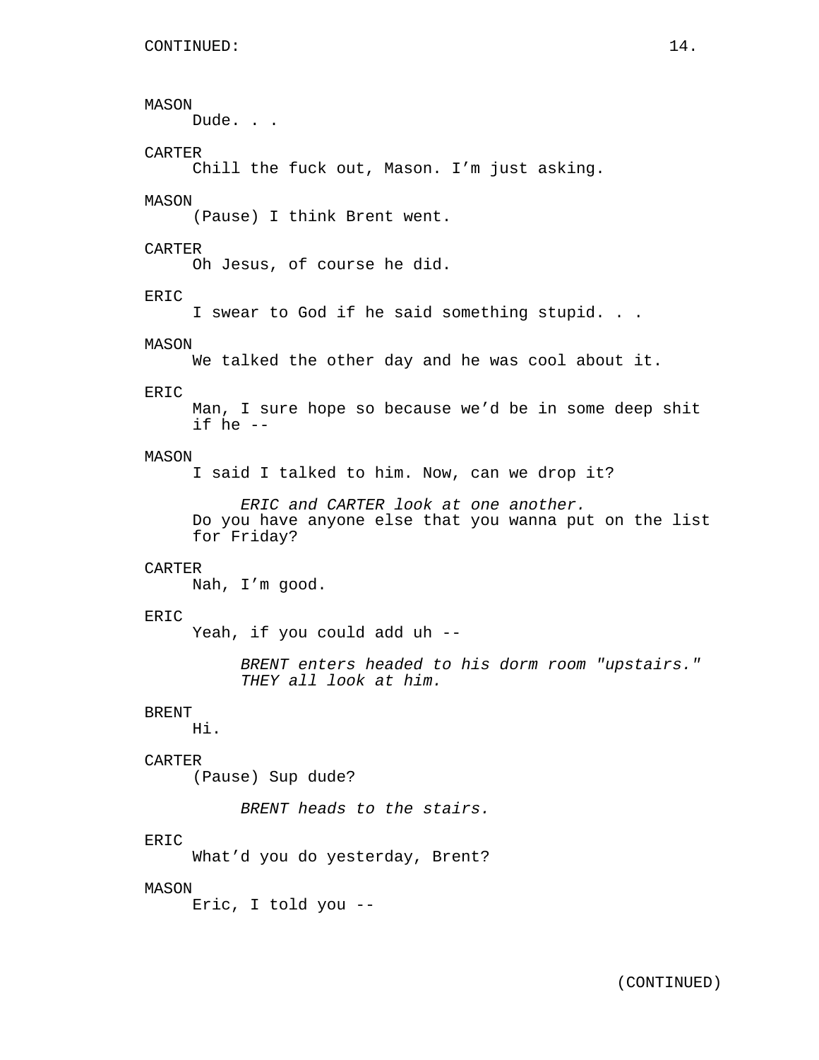MASON
Dude. . .

CARTER
Chill the fuck out, Mason. I'm just asking.

MASON
(Pause) I think Brent went.

CARTER
Oh Jesus, of course he did.

ERIC
I swear to God if he said something stupid. . .

MASON
We talked the other day and he was cool about it.

ERIC
Man, I sure hope so because we'd be in some deep shit if he --

MASON
I said I talked to him. Now, can we drop it?

*ERIC and CARTER look at one another.*

Do you have anyone else that you wanna put on the list for Friday?

CARTER
Nah, I'm good.

ERIC
Yeah, if you could add uh --

*BRENT enters headed to his dorm room "upstairs." THEY all look at him.*

BRENT
Hi.

CARTER
(Pause) Sup dude?

*BRENT heads to the stairs.*

ERIC
What'd you do yesterday, Brent?

MASON
Eric, I told you --

(CONTINUED)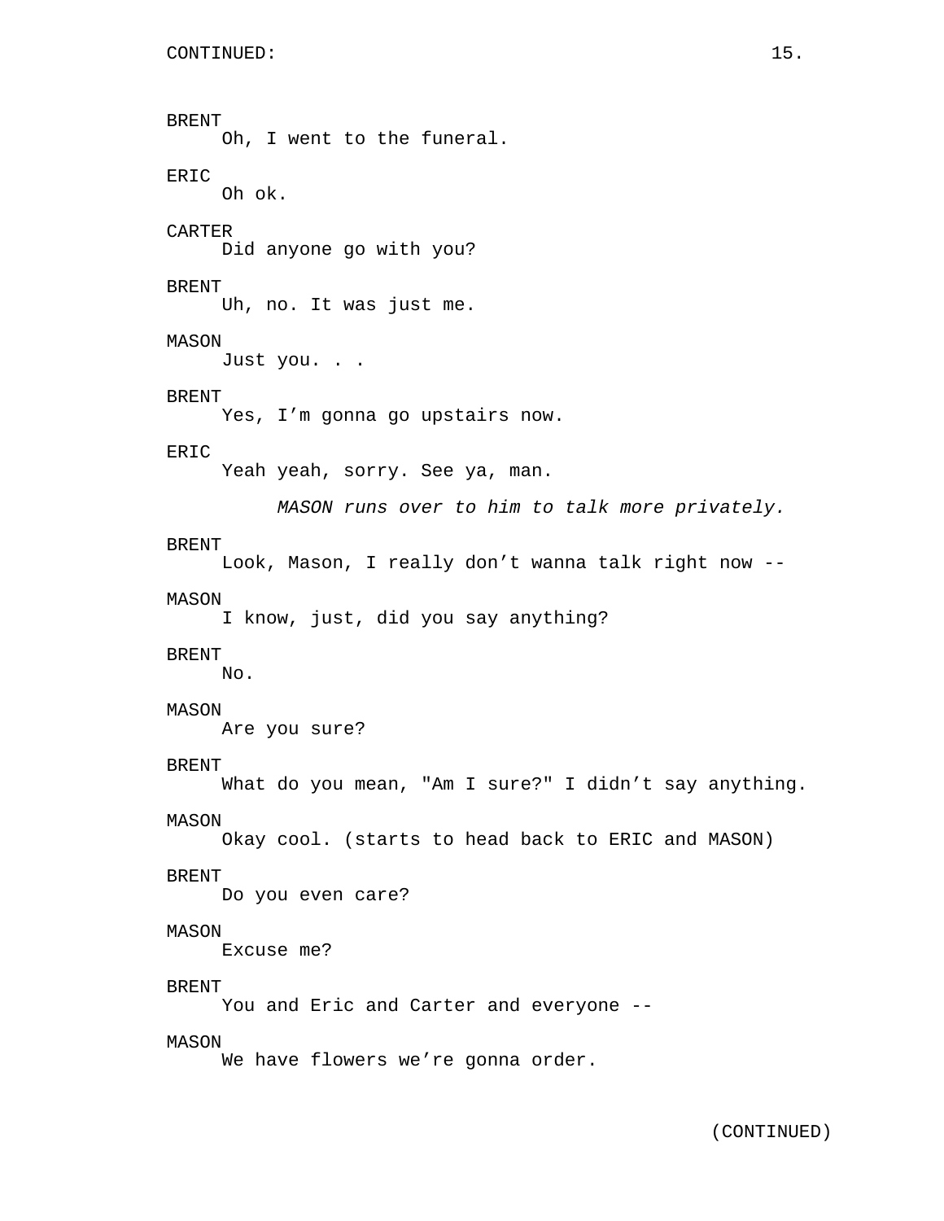CONTINUED:

BRENT
Oh, I went to the funeral.

ERIC
Oh ok.

CARTER
Did anyone go with you?

BRENT
Uh, no. It was just me.

MASON
Just you. . .

BRENT
Yes, I'm gonna go upstairs now.

ERIC
Yeah yeah, sorry. See ya, man.

*MASON runs over to him to talk more privately.*

BRENT
Look, Mason, I really don't wanna talk right now --

MASON
I know, just, did you say anything?

BRENT
No.

MASON
Are you sure?

BRENT
What do you mean, "Am I sure?" I didn't say anything.

MASON
Okay cool. (starts to head back to ERIC and MASON)

BRENT
Do you even care?

MASON
Excuse me?

BRENT
You and Eric and Carter and everyone --

MASON
We have flowers we're gonna order.

(CONTINUED)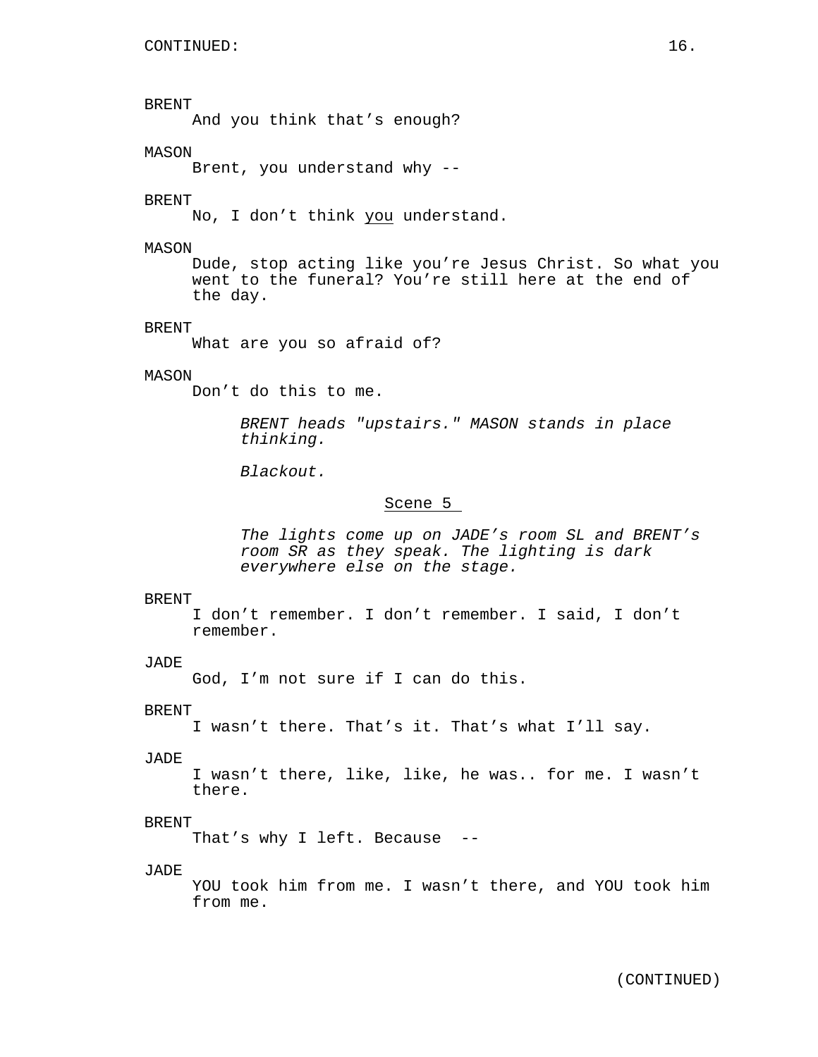CONTINUED:

BRENT
And you think that's enough?

MASON
Brent, you understand why --

BRENT
No, I don't think <u>you</u> understand.

MASON
Dude, stop acting like you're Jesus Christ. So what you went to the funeral? You're still here at the end of the day.

BRENT
What are you so afraid of?

MASON
Don't do this to me.

*BRENT heads "upstairs." MASON stands in place thinking.*

*Blackout.*

<u>Scene 5</u>

*The lights come up on JADE's room SL and BRENT's room SR as they speak. The lighting is dark everywhere else on the stage.*

BRENT
I don't remember. I don't remember. I said, I don't remember.

JADE
God, I'm not sure if I can do this.

BRENT
I wasn't there. That's it. That's what I'll say.

JADE
I wasn't there, like, like, he was.. for me. I wasn't there.

BRENT
That's why I left. Because --

JADE
YOU took him from me. I wasn't there, and YOU took him from me.

(CONTINUED)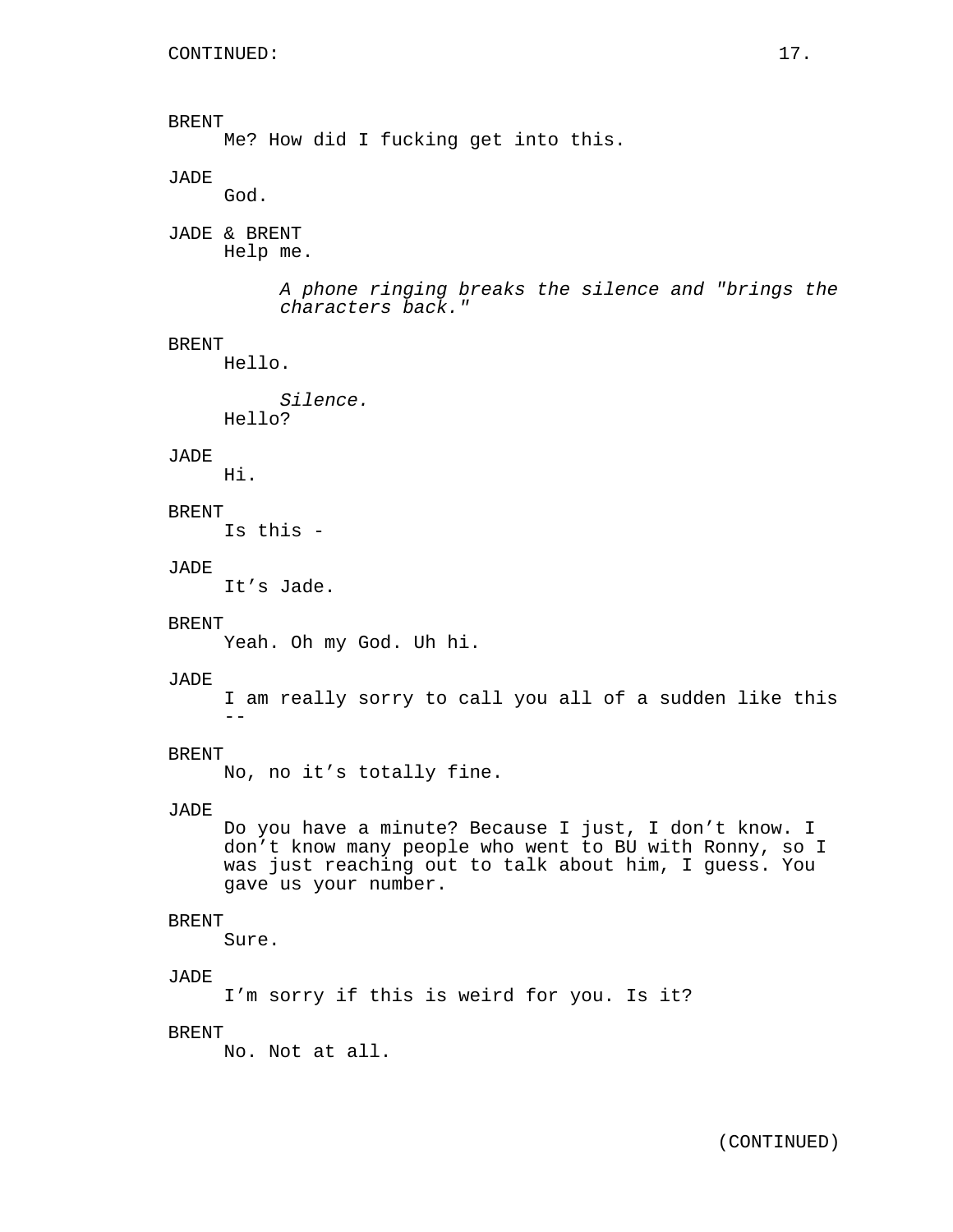CONTINUED:

BRENT
Me? How did I fucking get into this.

JADE
God.

JADE & BRENT
Help me.

*A phone ringing breaks the silence and "brings the characters back."*

BRENT
Hello.

*Silence.*

Hello?

JADE
Hi.

BRENT
Is this -

JADE
It's Jade.

BRENT
Yeah. Oh my God. Uh hi.

JADE
I am really sorry to call you all of a sudden like this --

BRENT
No, no it's totally fine.

JADE
Do you have a minute? Because I just, I don't know. I don't know many people who went to BU with Ronny, so I was just reaching out to talk about him, I guess. You gave us your number.

BRENT
Sure.

JADE
I'm sorry if this is weird for you. Is it?

BRENT
No. Not at all.

(CONTINUED)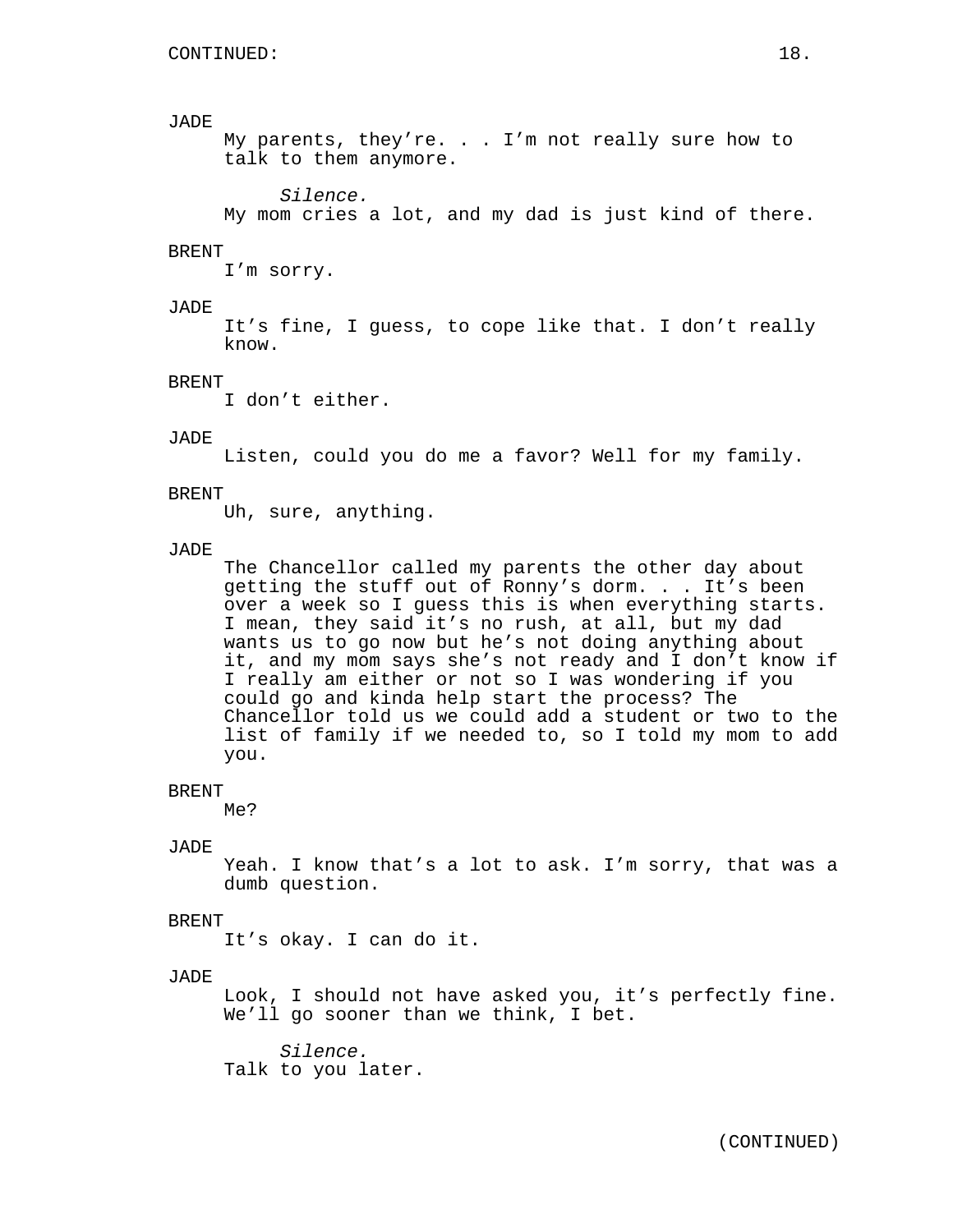CONTINUED:

JADE

My parents, they’re. . . I’m not really sure how to talk to them anymore.

*Silence.*

My mom cries a lot, and my dad is just kind of there.

BRENT

I’m sorry.

JADE

It’s fine, I guess, to cope like that. I don’t really know.

BRENT

I don’t either.

JADE

Listen, could you do me a favor? Well for my family.

BRENT

Uh, sure, anything.

JADE

The Chancellor called my parents the other day about getting the stuff out of Ronny’s dorm. . . It’s been over a week so I guess this is when everything starts. I mean, they said it’s no rush, at all, but my dad wants us to go now but he’s not doing anything about it, and my mom says she’s not ready and I don’t know if I really am either or not so I was wondering if you could go and kinda help start the process? The Chancellor told us we could add a student or two to the list of family if we needed to, so I told my mom to add you.

BRENT

Me?

JADE

Yeah. I know that’s a lot to ask. I’m sorry, that was a dumb question.

BRENT

It’s okay. I can do it.

JADE

Look, I should not have asked you, it’s perfectly fine. We’ll go sooner than we think, I bet.

*Silence.*

Talk to you later.

(CONTINUED)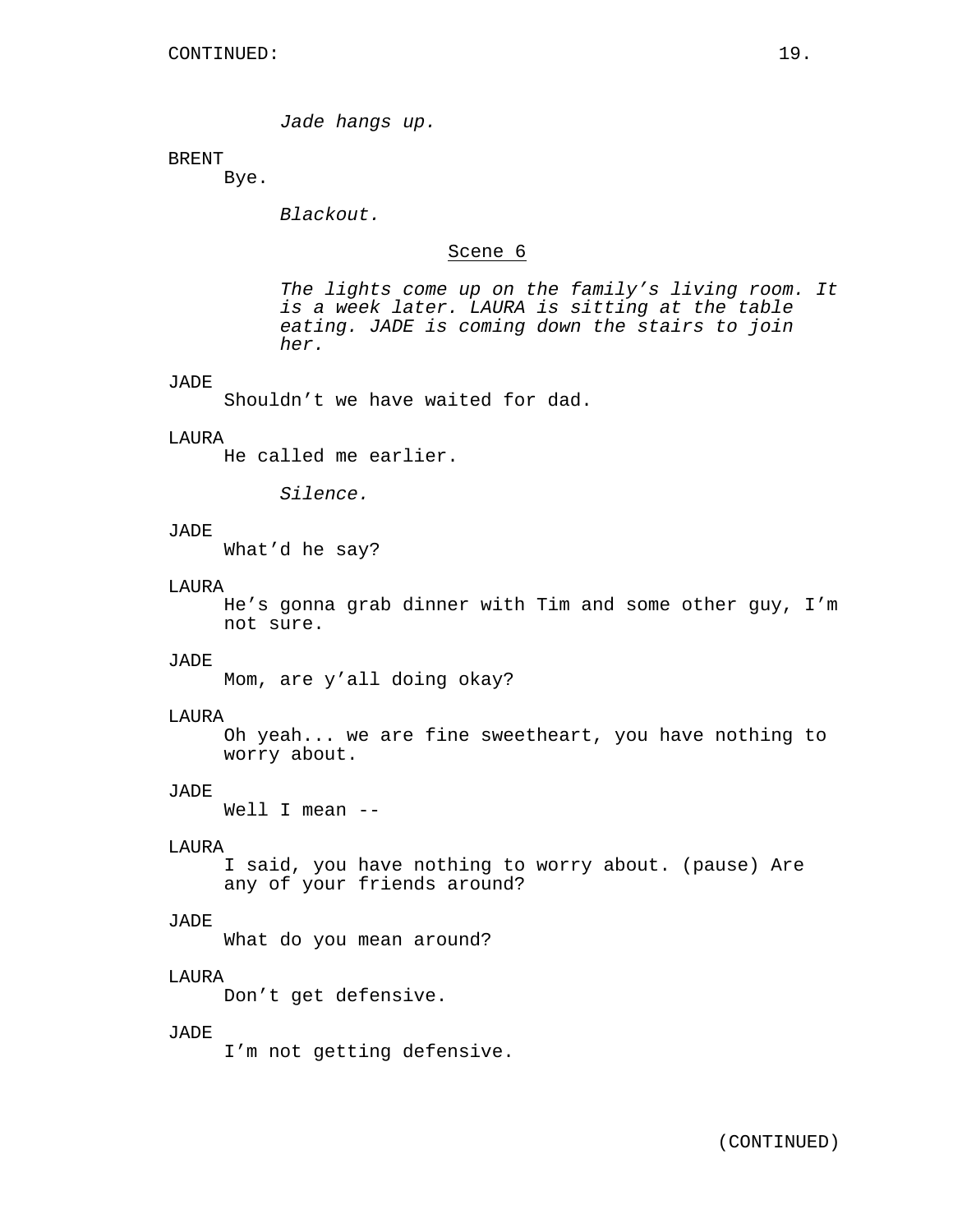*Jade hangs up.*

BRENT
Bye.

*Blackout.*

## Scene 6

*The lights come up on the family's living room. It is a week later. LAURA is sitting at the table eating. JADE is coming down the stairs to join her.*

JADE
Shouldn't we have waited for dad.

LAURA
He called me earlier.

*Silence.*

JADE
What'd he say?

LAURA
He's gonna grab dinner with Tim and some other guy, I'm not sure.

JADE
Mom, are y'all doing okay?

LAURA
Oh yeah... we are fine sweetheart, you have nothing to worry about.

JADE
Well I mean --

LAURA
I said, you have nothing to worry about. (pause) Are any of your friends around?

JADE
What do you mean around?

LAURA
Don't get defensive.

JADE
I'm not getting defensive.

(CONTINUED)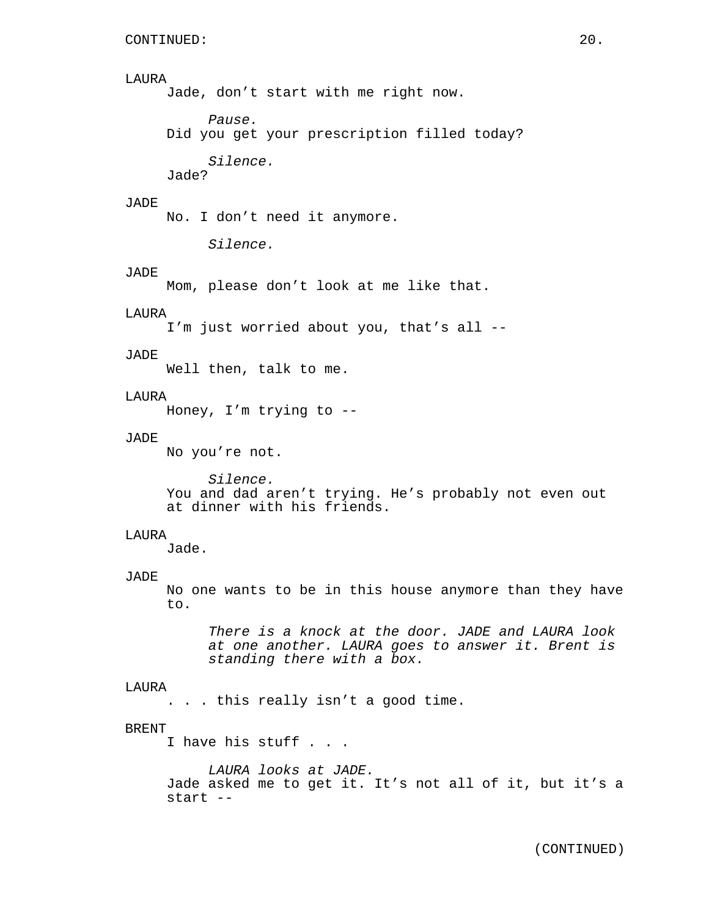CONTINUED:

LAURA
Jade, don't start with me right now.

*Pause.*

Did you get your prescription filled today?

*Silence.*

Jade?

JADE
No. I don't need it anymore.

*Silence.*

JADE
Mom, please don't look at me like that.

LAURA
I'm just worried about you, that's all --

JADE
Well then, talk to me.

LAURA
Honey, I'm trying to --

JADE
No you're not.

*Silence.*

You and dad aren't trying. He's probably not even out at dinner with his friends.

LAURA
Jade.

JADE
No one wants to be in this house anymore than they have to.

*There is a knock at the door. JADE and LAURA look at one another. LAURA goes to answer it. Brent is standing there with a box.*

LAURA
. . . this really isn't a good time.

BRENT
I have his stuff . . .

*LAURA looks at JADE.*

Jade asked me to get it. It's not all of it, but it's a start --

(CONTINUED)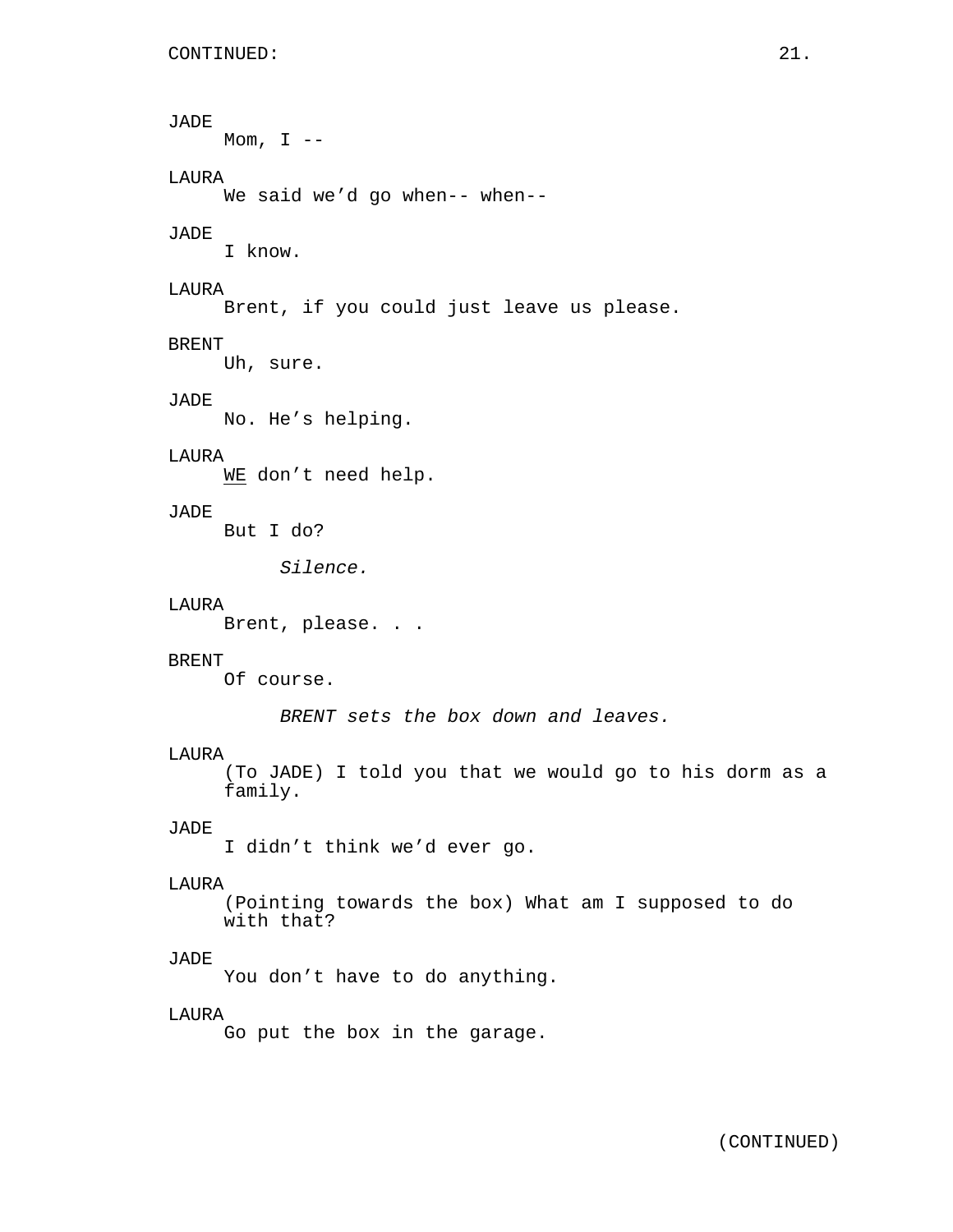CONTINUED:

JADE
Mom, I --

LAURA
We said we'd go when-- when--

JADE
I know.

LAURA
Brent, if you could just leave us please.

BRENT
Uh, sure.

JADE
No. He's helping.

LAURA
<u>WE</u> don't need help.

JADE
But I do?

*Silence.*

LAURA
Brent, please. . .

BRENT
Of course.

*BRENT sets the box down and leaves.*

LAURA
(To JADE) I told you that we would go to his dorm as a family.

JADE
I didn't think we'd ever go.

LAURA
(Pointing towards the box) What am I supposed to do with that?

JADE
You don't have to do anything.

LAURA
Go put the box in the garage.

(CONTINUED)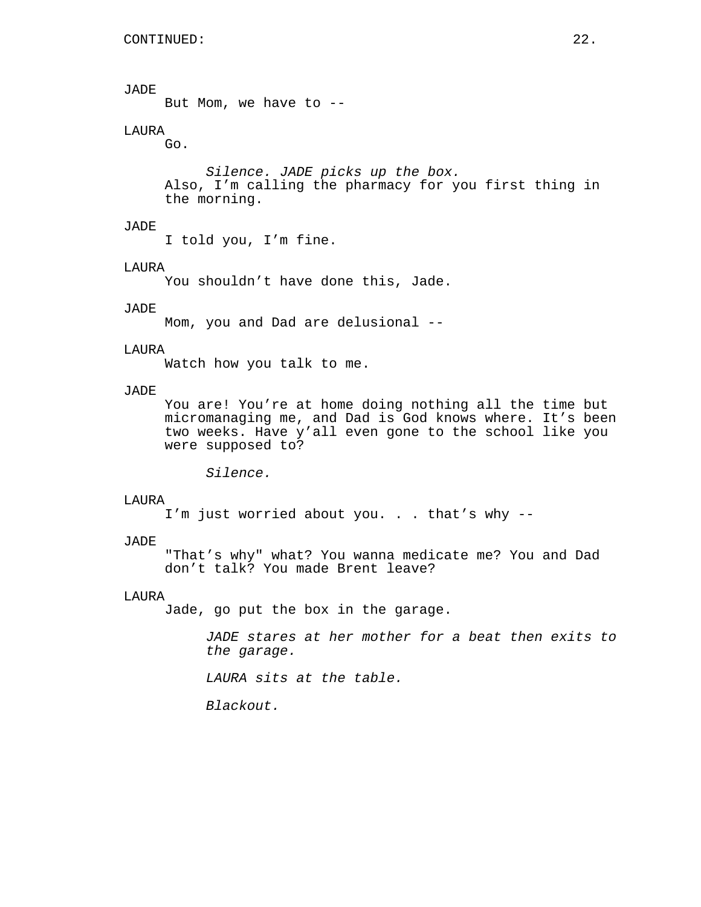JADE
But Mom, we have to --

LAURA
Go.

*Silence. JADE picks up the box.*

Also, I'm calling the pharmacy for you first thing in the morning.

JADE
I told you, I'm fine.

LAURA
You shouldn't have done this, Jade.

JADE
Mom, you and Dad are delusional --

LAURA
Watch how you talk to me.

JADE
You are! You're at home doing nothing all the time but micromanaging me, and Dad is God knows where. It's been two weeks. Have y'all even gone to the school like you were supposed to?

*Silence.*

LAURA
I'm just worried about you. . . that's why --

JADE
"That's why" what? You wanna medicate me? You and Dad don't talk? You made Brent leave?

LAURA
Jade, go put the box in the garage.

*JADE stares at her mother for a beat then exits to the garage.*

*LAURA sits at the table.*

*Blackout.*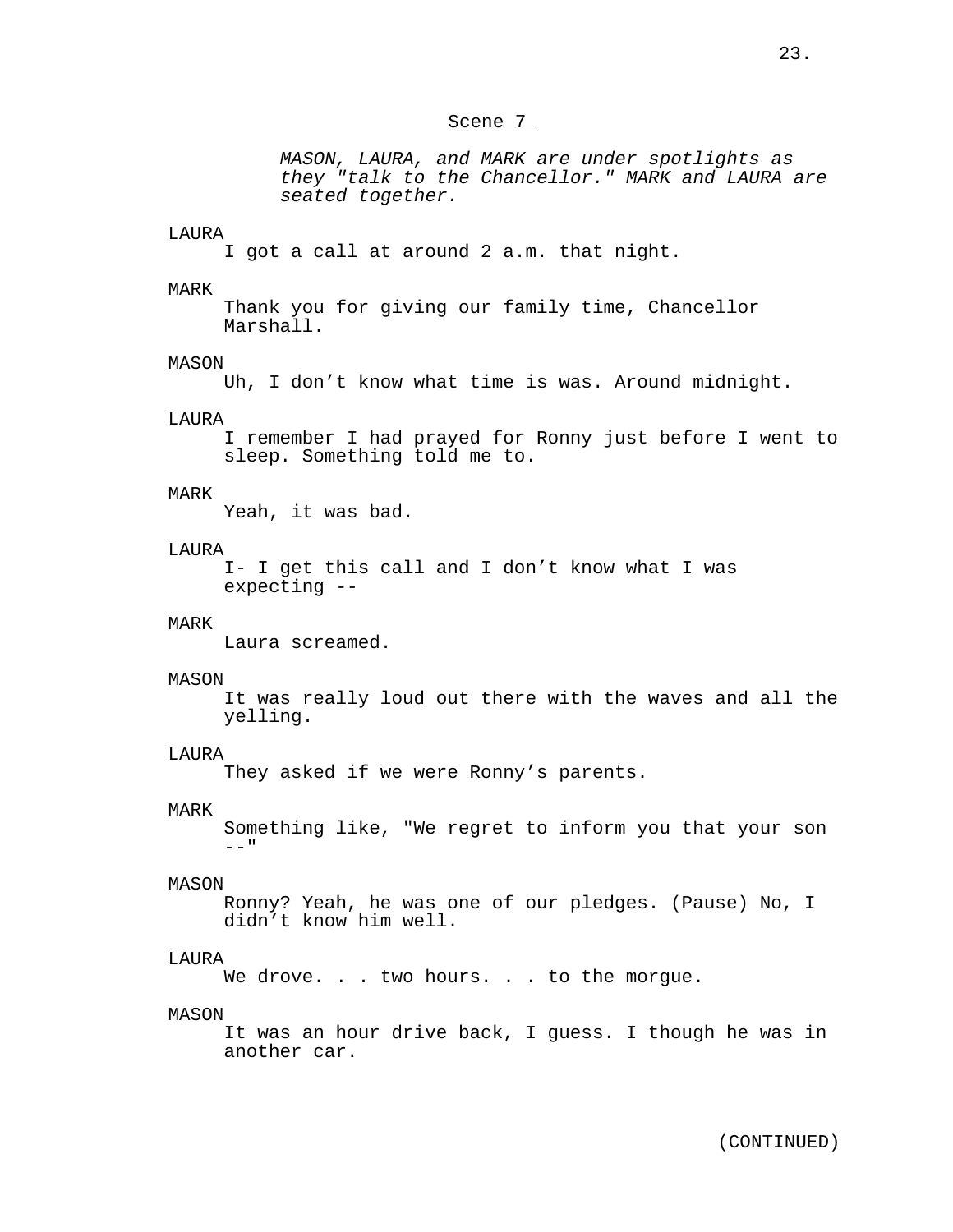Scene 7

*MASON, LAURA, and MARK are under spotlights as they "talk to the Chancellor." MARK and LAURA are seated together.*

LAURA
I got a call at around 2 a.m. that night.

MARK
Thank you for giving our family time, Chancellor Marshall.

MASON
Uh, I don't know what time is was. Around midnight.

LAURA
I remember I had prayed for Ronny just before I went to sleep. Something told me to.

MARK
Yeah, it was bad.

LAURA
I- I get this call and I don't know what I was expecting --

MARK
Laura screamed.

MASON
It was really loud out there with the waves and all the yelling.

LAURA
They asked if we were Ronny's parents.

MARK
Something like, "We regret to inform you that your son --"

MASON
Ronny? Yeah, he was one of our pledges. (Pause) No, I didn't know him well.

LAURA
We drove. . . two hours. . . to the morgue.

MASON
It was an hour drive back, I guess. I though he was in another car.

(CONTINUED)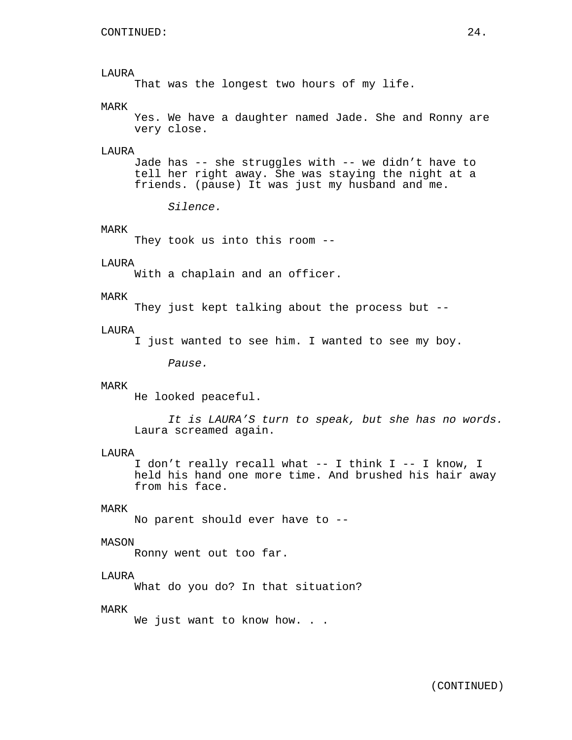CONTINUED:

LAURA
That was the longest two hours of my life.

MARK
Yes. We have a daughter named Jade. She and Ronny are very close.

LAURA
Jade has -- she struggles with -- we didn't have to tell her right away. She was staying the night at a friends. (pause) It was just my husband and me.

*Silence.*

MARK
They took us into this room --

LAURA
With a chaplain and an officer.

MARK
They just kept talking about the process but --

LAURA
I just wanted to see him. I wanted to see my boy.

*Pause.*

MARK
He looked peaceful.

*It is LAURA'S turn to speak, but she has no words.*
Laura screamed again.

LAURA
I don't really recall what -- I think I -- I know, I held his hand one more time. And brushed his hair away from his face.

MARK
No parent should ever have to --

MASON
Ronny went out too far.

LAURA
What do you do? In that situation?

MARK
We just want to know how. . .

(CONTINUED)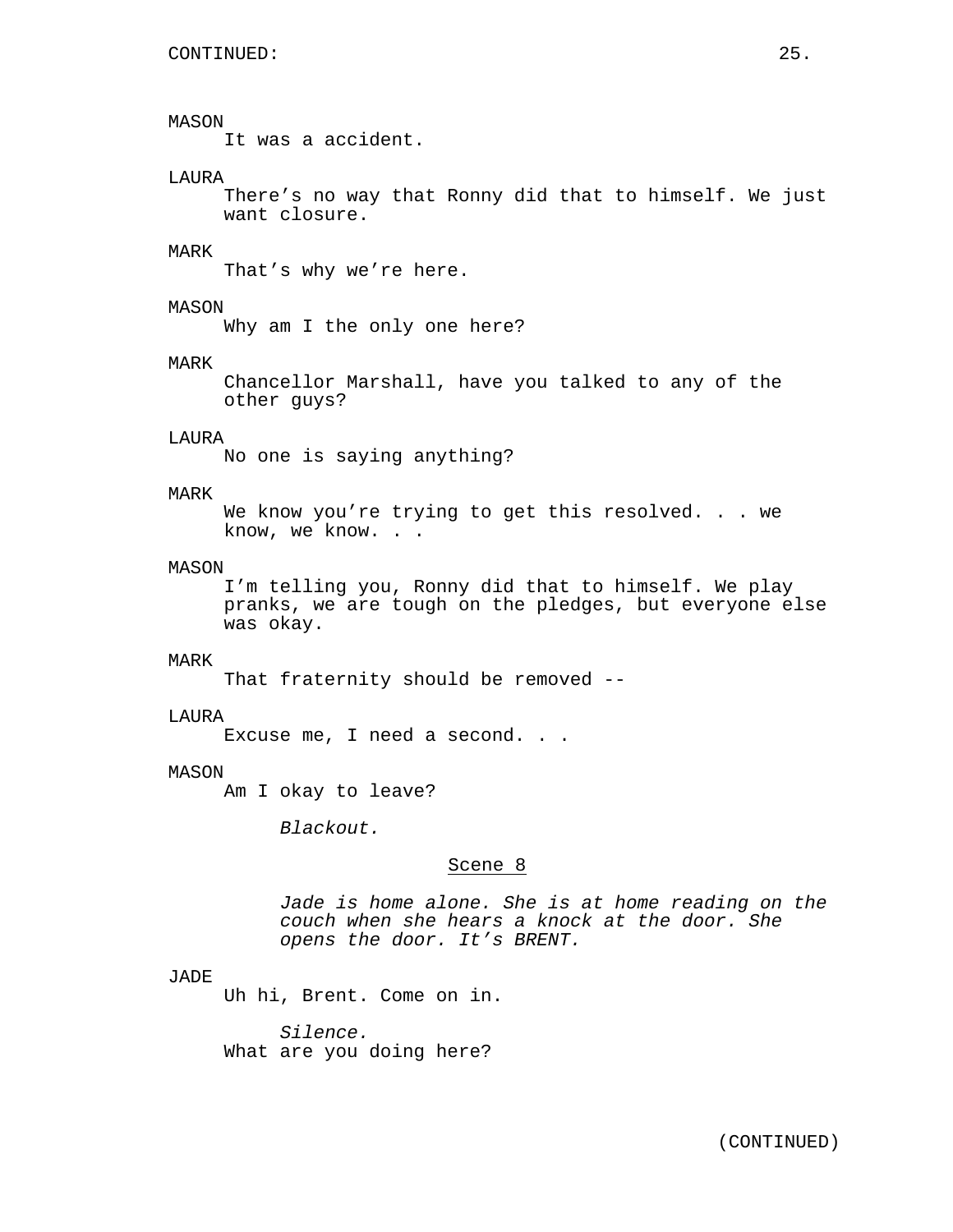MASON
It was a accident.

LAURA
There's no way that Ronny did that to himself. We just want closure.

MARK
That's why we're here.

MASON
Why am I the only one here?

MARK
Chancellor Marshall, have you talked to any of the other guys?

LAURA
No one is saying anything?

MARK
We know you're trying to get this resolved. . . we know, we know. . .

MASON
I'm telling you, Ronny did that to himself. We play pranks, we are tough on the pledges, but everyone else was okay.

MARK
That fraternity should be removed --

LAURA
Excuse me, I need a second. . .

MASON
Am I okay to leave?

*Blackout.*

## Scene 8

*Jade is home alone. She is at home reading on the couch when she hears a knock at the door. She opens the door. It's BRENT.*

JADE
Uh hi, Brent. Come on in.

*Silence.*
What are you doing here?

(CONTINUED)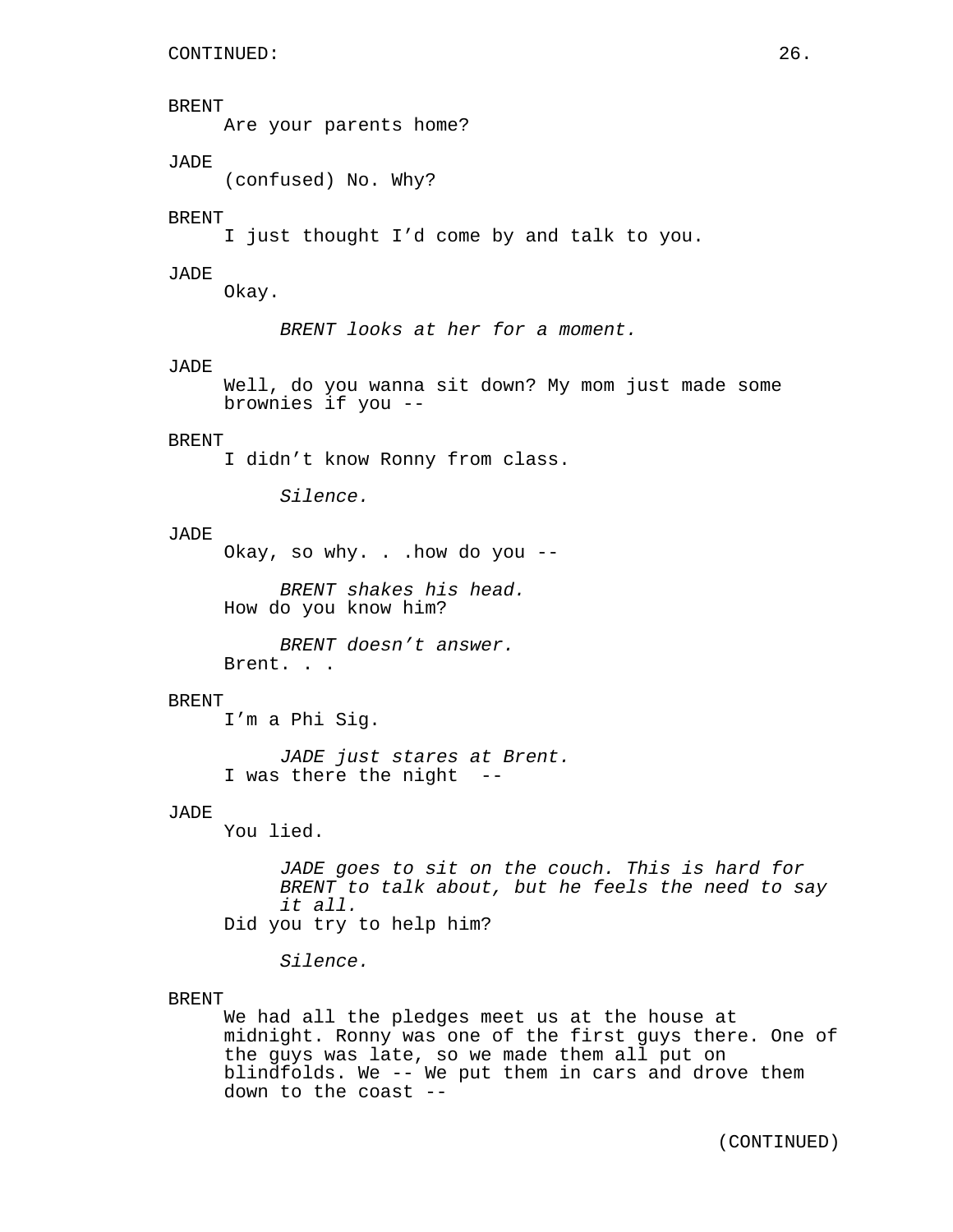CONTINUED:

BRENT
Are your parents home?

JADE
(confused) No. Why?

BRENT
I just thought I'd come by and talk to you.

JADE
Okay.

*BRENT looks at her for a moment.*

JADE
Well, do you wanna sit down? My mom just made some brownies if you --

BRENT
I didn't know Ronny from class.

*Silence.*

JADE
Okay, so why. . .how do you --

*BRENT shakes his head.*

How do you know him?

*BRENT doesn't answer.*

Brent. . .

BRENT
I'm a Phi Sig.

*JADE just stares at Brent.*

I was there the night --

JADE
You lied.

*JADE goes to sit on the couch. This is hard for BRENT to talk about, but he feels the need to say it all.*

Did you try to help him?

*Silence.*

BRENT
We had all the pledges meet us at the house at midnight. Ronny was one of the first guys there. One of the guys was late, so we made them all put on blindfolds. We -- We put them in cars and drove them down to the coast --

(CONTINUED)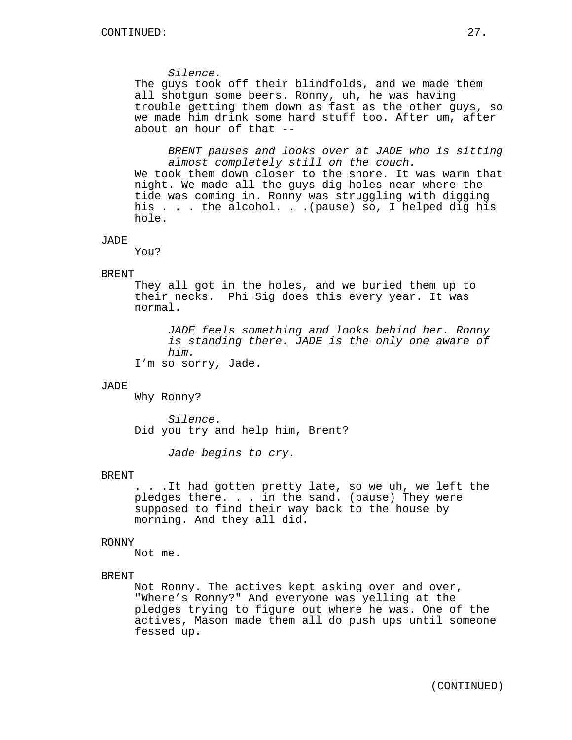*Silence.*

The guys took off their blindfolds, and we made them all shotgun some beers. Ronny, uh, he was having trouble getting them down as fast as the other guys, so we made him drink some hard stuff too. After um, after about an hour of that --

*BRENT pauses and looks over at JADE who is sitting almost completely still on the couch.*

We took them down closer to the shore. It was warm that night. We made all the guys dig holes near where the tide was coming in. Ronny was struggling with digging his . . . the alcohol. . .(pause) so, I helped dig his hole.

JADE

You?

BRENT

They all got in the holes, and we buried them up to their necks. Phi Sig does this every year. It was normal.

*JADE feels something and looks behind her. Ronny is standing there. JADE is the only one aware of him.*

I'm so sorry, Jade.

JADE

Why Ronny?

*Silence.*

Did you try and help him, Brent?

*Jade begins to cry.*

BRENT

. . .It had gotten pretty late, so we uh, we left the pledges there. . . in the sand. (pause) They were supposed to find their way back to the house by morning. And they all did.

RONNY

Not me.

BRENT

Not Ronny. The actives kept asking over and over, "Where's Ronny?" And everyone was yelling at the pledges trying to figure out where he was. One of the actives, Mason made them all do push ups until someone fessed up.

(CONTINUED)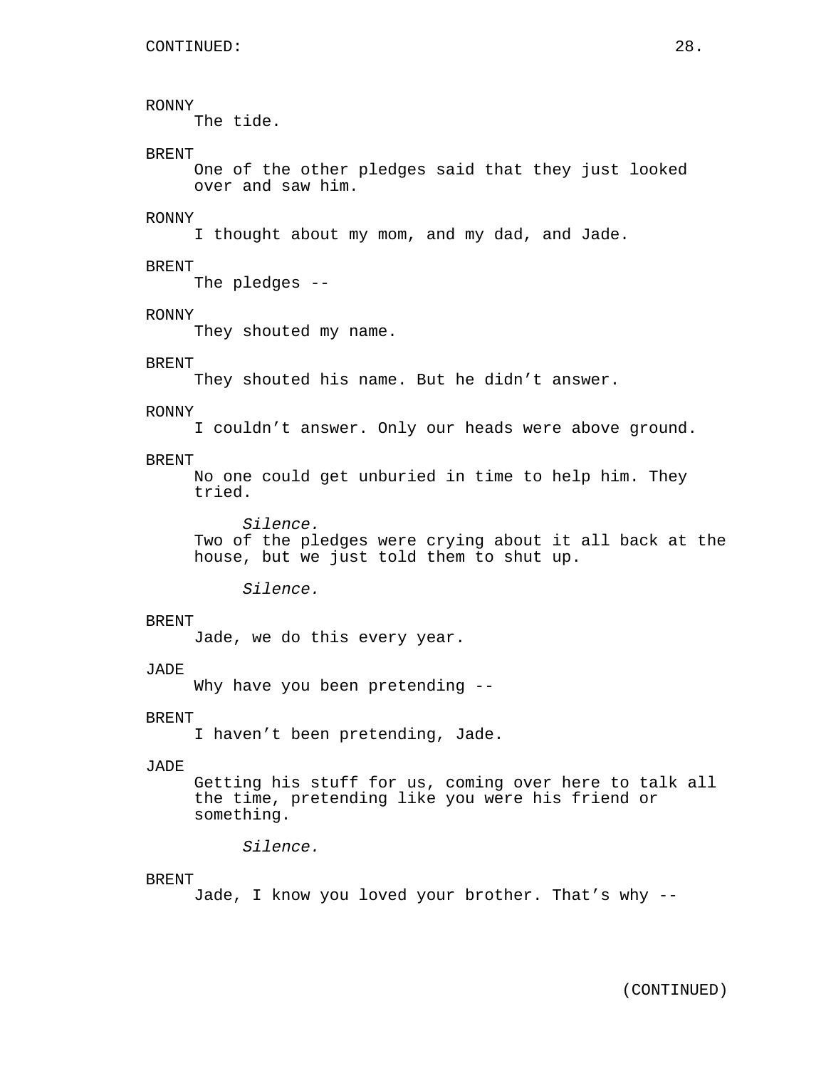RONNY
The tide.

BRENT
One of the other pledges said that they just looked over and saw him.

RONNY
I thought about my mom, and my dad, and Jade.

BRENT
The pledges --

RONNY
They shouted my name.

BRENT
They shouted his name. But he didn't answer.

RONNY
I couldn't answer. Only our heads were above ground.

BRENT
No one could get unburied in time to help him. They tried.

*Silence.*

Two of the pledges were crying about it all back at the house, but we just told them to shut up.

*Silence.*

BRENT
Jade, we do this every year.

JADE
Why have you been pretending --

BRENT
I haven't been pretending, Jade.

JADE
Getting his stuff for us, coming over here to talk all the time, pretending like you were his friend or something.

*Silence.*

BRENT
Jade, I know you loved your brother. That's why --

(CONTINUED)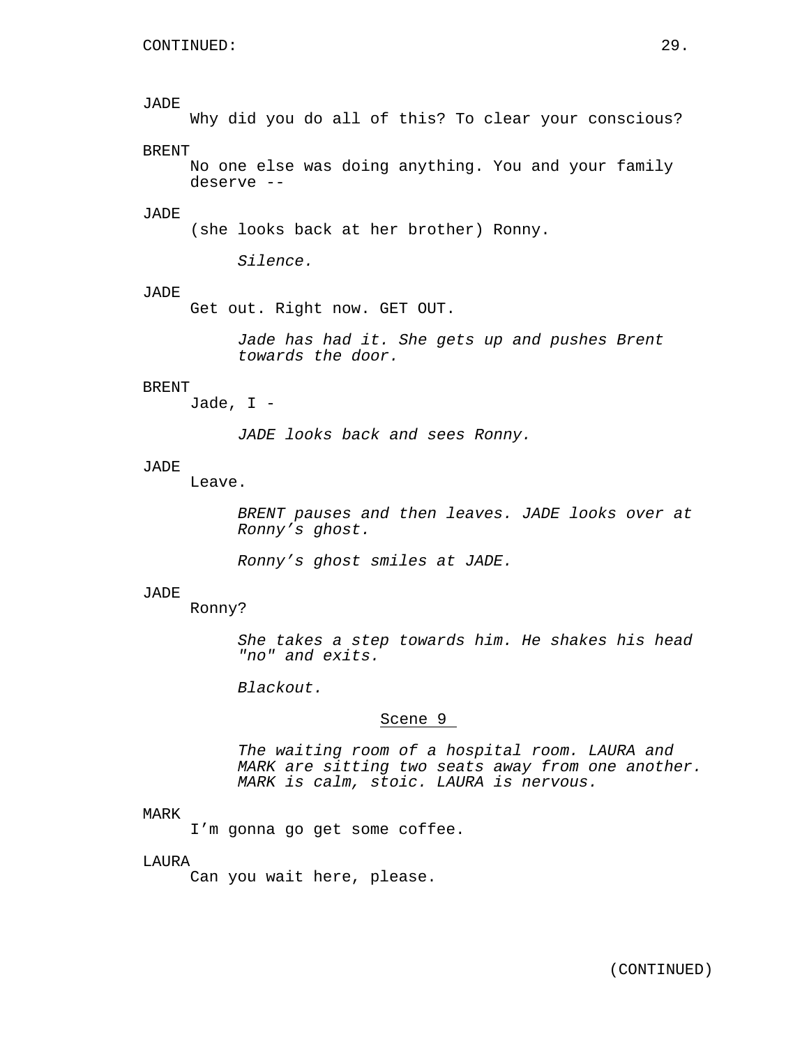CONTINUED:

JADE
Why did you do all of this? To clear your conscious?

BRENT
No one else was doing anything. You and your family deserve --

JADE
(she looks back at her brother) Ronny.

*Silence.*

JADE
Get out. Right now. GET OUT.

*Jade has had it. She gets up and pushes Brent towards the door.*

BRENT
Jade, I -

*JADE looks back and sees Ronny.*

JADE
Leave.

*BRENT pauses and then leaves. JADE looks over at Ronny's ghost.*

*Ronny's ghost smiles at JADE.*

JADE
Ronny?

*She takes a step towards him. He shakes his head "no" and exits.*

*Blackout.*

## Scene 9

*The waiting room of a hospital room. LAURA and MARK are sitting two seats away from one another. MARK is calm, stoic. LAURA is nervous.*

MARK
I'm gonna go get some coffee.

LAURA
Can you wait here, please.

(CONTINUED)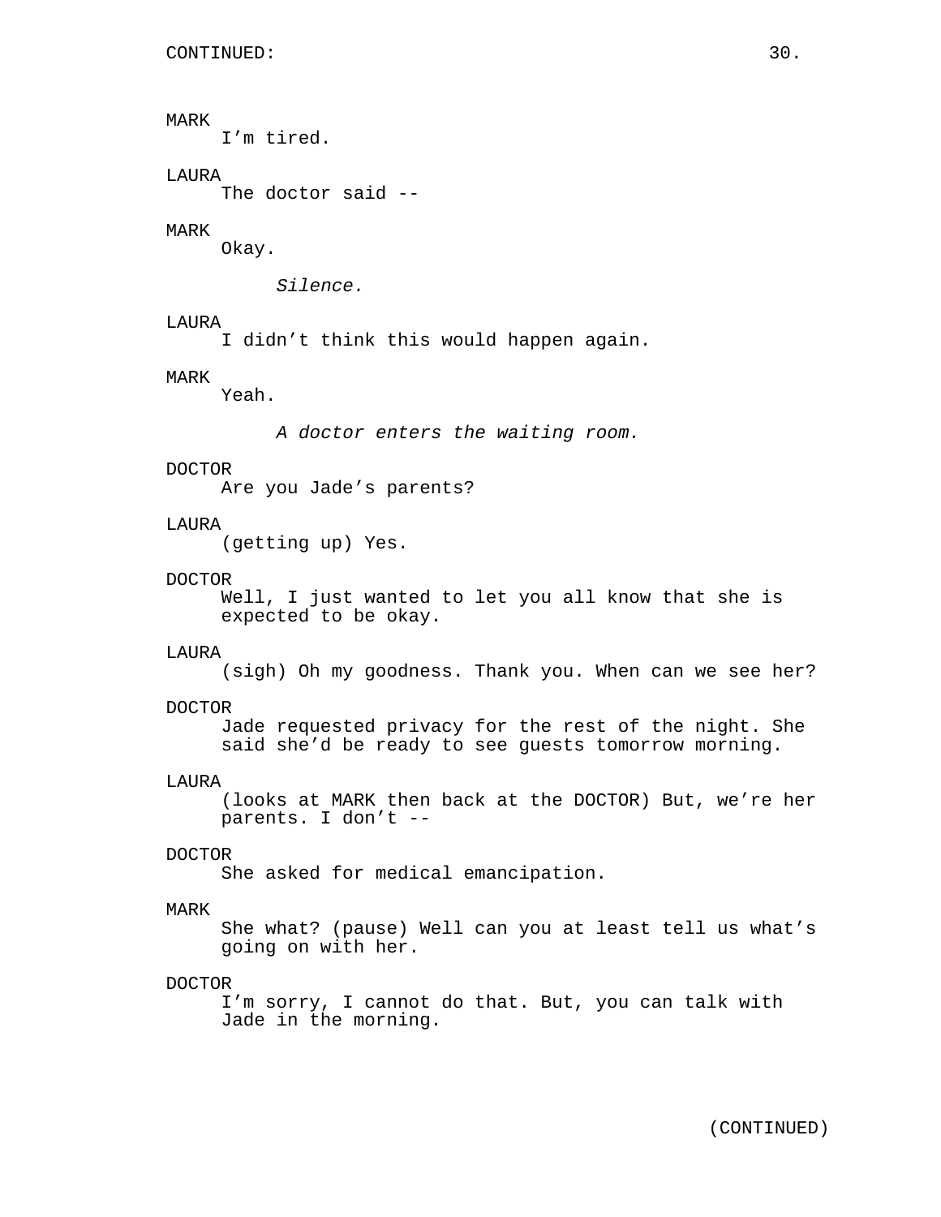CONTINUED:

MARK
I'm tired.

LAURA
The doctor said --

MARK
Okay.

*Silence.*

LAURA
I didn't think this would happen again.

MARK
Yeah.

*A doctor enters the waiting room.*

DOCTOR
Are you Jade's parents?

LAURA
(getting up) Yes.

DOCTOR
Well, I just wanted to let you all know that she is expected to be okay.

LAURA
(sigh) Oh my goodness. Thank you. When can we see her?

DOCTOR
Jade requested privacy for the rest of the night. She said she'd be ready to see guests tomorrow morning.

LAURA
(looks at MARK then back at the DOCTOR) But, we're her parents. I don't --

DOCTOR
She asked for medical emancipation.

MARK
She what? (pause) Well can you at least tell us what's going on with her.

DOCTOR
I'm sorry, I cannot do that. But, you can talk with Jade in the morning.

(CONTINUED)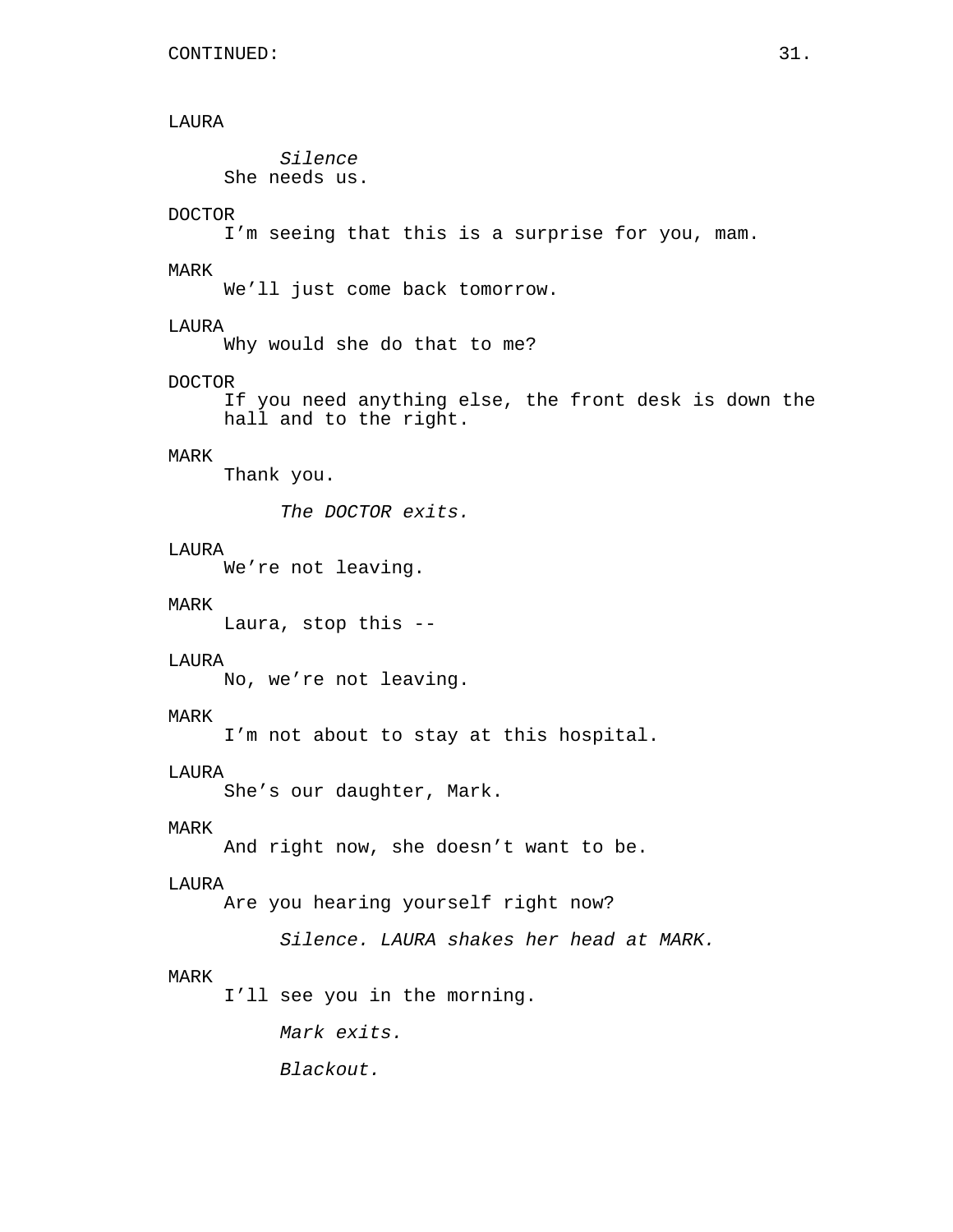CONTINUED:

LAURA

*Silence*

She needs us.

DOCTOR

I’m seeing that this is a surprise for you, mam.

MARK

We’ll just come back tomorrow.

LAURA

Why would she do that to me?

DOCTOR

If you need anything else, the front desk is down the hall and to the right.

MARK

Thank you.

*The DOCTOR exits.*

LAURA

We’re not leaving.

MARK

Laura, stop this --

LAURA

No, we’re not leaving.

MARK

I’m not about to stay at this hospital.

LAURA

She’s our daughter, Mark.

MARK

And right now, she doesn’t want to be.

LAURA

Are you hearing yourself right now?

*Silence. LAURA shakes her head at MARK.*

MARK

I’ll see you in the morning.

*Mark exits.*

*Blackout.*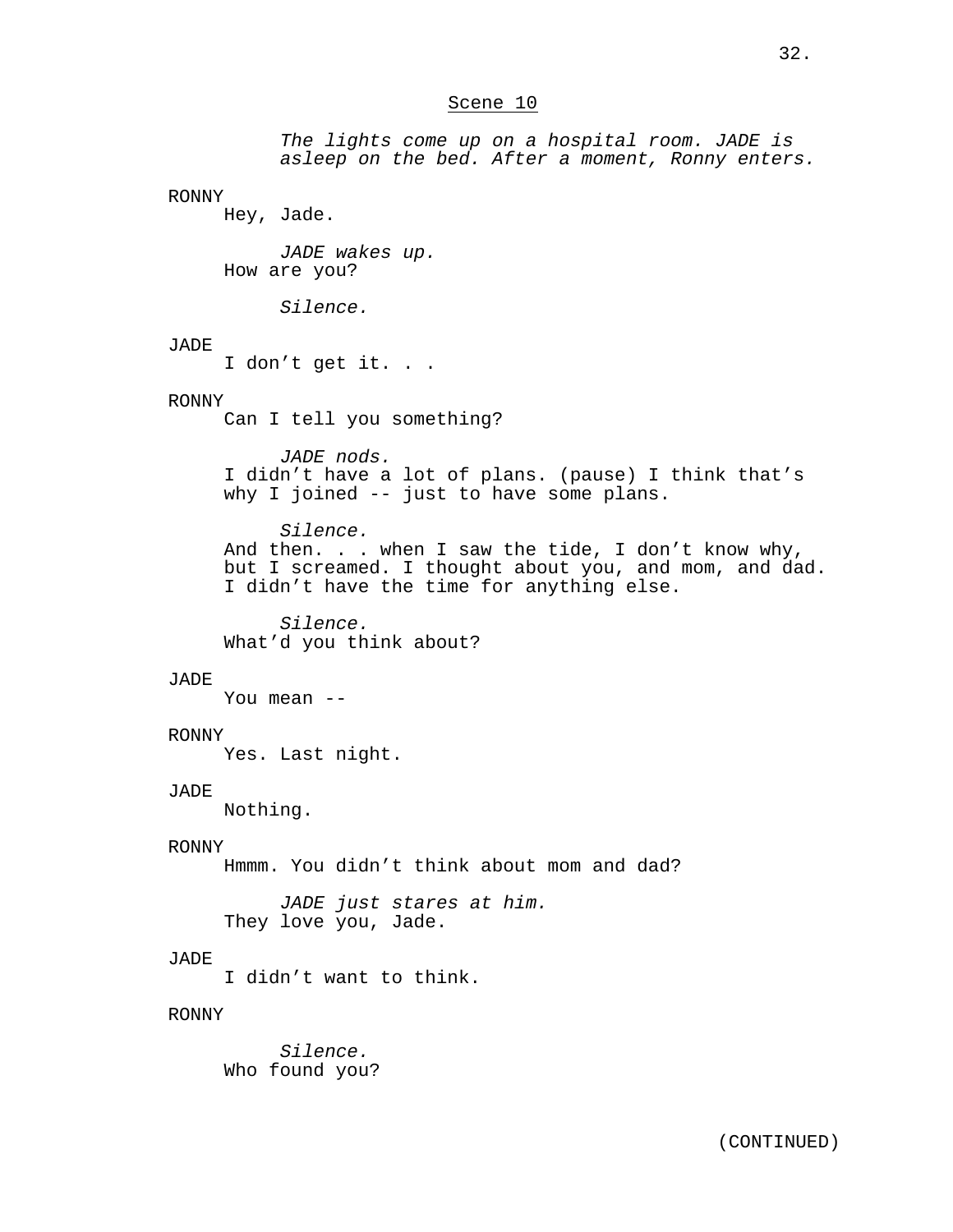## Scene 10

*The lights come up on a hospital room. JADE is asleep on the bed. After a moment, Ronny enters.*

RONNY
Hey, Jade.

*JADE wakes up.*
How are you?

*Silence.*

JADE
I don't get it. . .

RONNY
Can I tell you something?

*JADE nods.*
I didn't have a lot of plans. (pause) I think that's why I joined -- just to have some plans.

*Silence.*
And then. . . when I saw the tide, I don't know why, but I screamed. I thought about you, and mom, and dad. I didn't have the time for anything else.

*Silence.*
What'd you think about?

JADE
You mean --

RONNY
Yes. Last night.

JADE
Nothing.

RONNY
Hmmm. You didn't think about mom and dad?

*JADE just stares at him.*
They love you, Jade.

JADE
I didn't want to think.

RONNY

*Silence.*
Who found you?

(CONTINUED)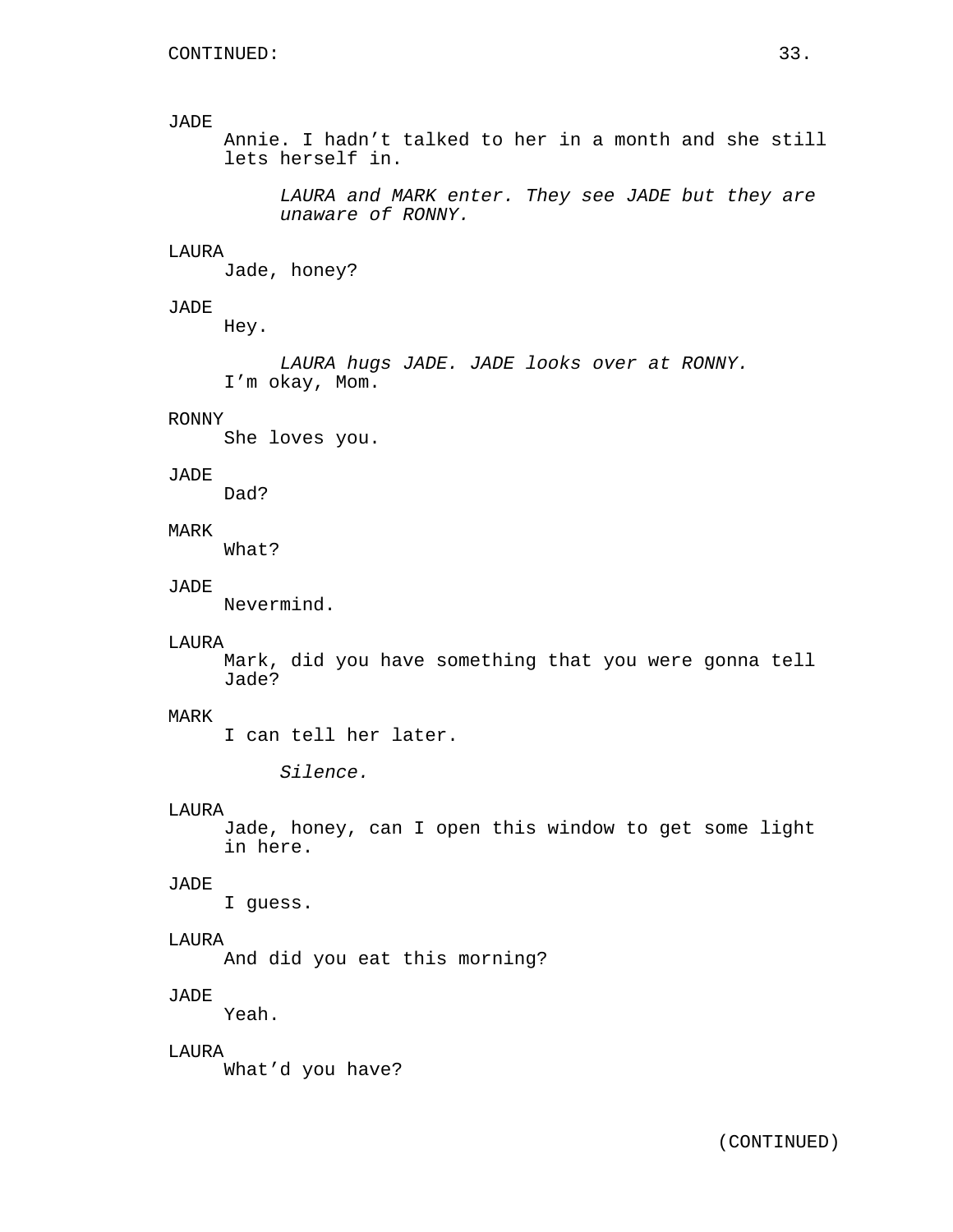JADE
Annie. I hadn't talked to her in a month and she still lets herself in.

*LAURA and MARK enter. They see JADE but they are unaware of RONNY.*

LAURA
Jade, honey?

JADE
Hey.

*LAURA hugs JADE. JADE looks over at RONNY.*

I'm okay, Mom.

RONNY
She loves you.

JADE
Dad?

MARK
What?

JADE
Nevermind.

LAURA
Mark, did you have something that you were gonna tell Jade?

MARK
I can tell her later.

*Silence.*

LAURA
Jade, honey, can I open this window to get some light in here.

JADE
I guess.

LAURA
And did you eat this morning?

JADE
Yeah.

LAURA
What'd you have?

(CONTINUED)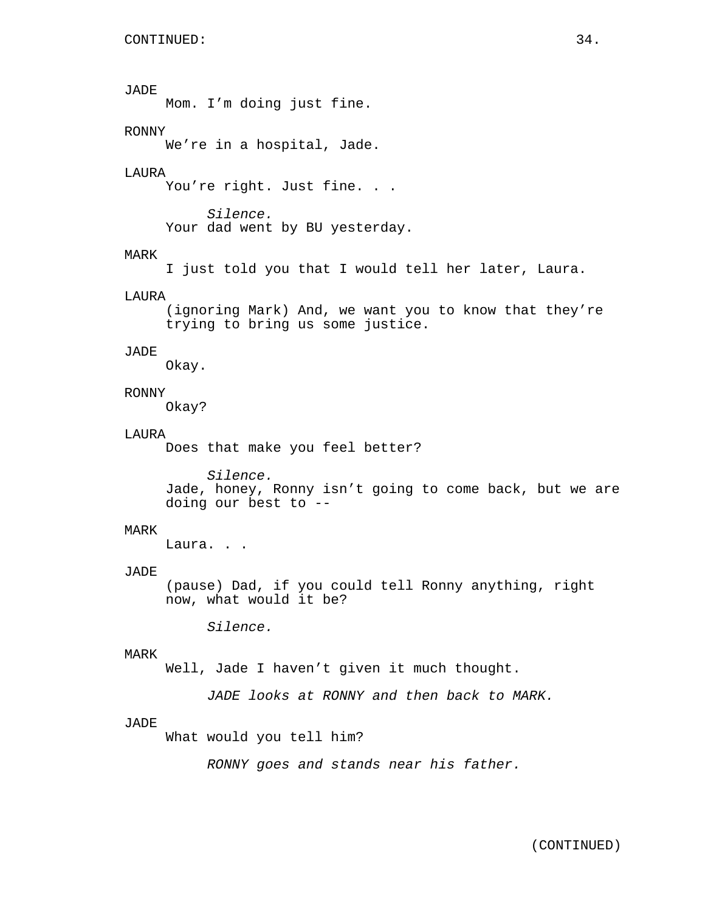CONTINUED:

JADE
Mom. I'm doing just fine.

RONNY
We're in a hospital, Jade.

LAURA
You're right. Just fine. . .

*Silence.*

Your dad went by BU yesterday.

MARK
I just told you that I would tell her later, Laura.

LAURA
(ignoring Mark) And, we want you to know that they're trying to bring us some justice.

JADE
Okay.

RONNY
Okay?

LAURA
Does that make you feel better?

*Silence.*

Jade, honey, Ronny isn't going to come back, but we are doing our best to --

MARK
Laura. . .

JADE
(pause) Dad, if you could tell Ronny anything, right now, what would it be?

*Silence.*

MARK
Well, Jade I haven't given it much thought.

*JADE looks at RONNY and then back to MARK.*

JADE
What would you tell him?

*RONNY goes and stands near his father.*

(CONTINUED)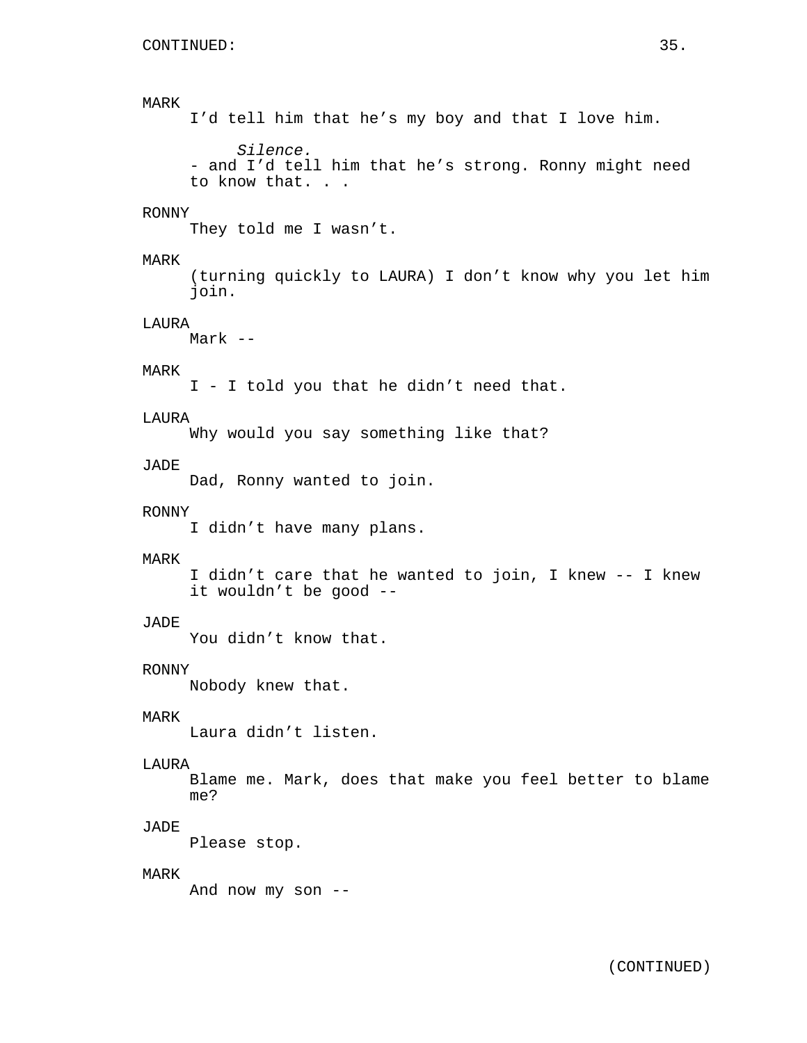MARK
I'd tell him that he's my boy and that I love him.

*Silence.*

- and I'd tell him that he's strong. Ronny might need to know that. . .

RONNY
They told me I wasn't.

MARK
(turning quickly to LAURA) I don't know why you let him join.

LAURA
Mark --

MARK
I - I told you that he didn't need that.

LAURA
Why would you say something like that?

JADE
Dad, Ronny wanted to join.

RONNY
I didn't have many plans.

MARK
I didn't care that he wanted to join, I knew -- I knew it wouldn't be good --

JADE
You didn't know that.

RONNY
Nobody knew that.

MARK
Laura didn't listen.

LAURA
Blame me. Mark, does that make you feel better to blame me?

JADE
Please stop.

MARK
And now my son --

(CONTINUED)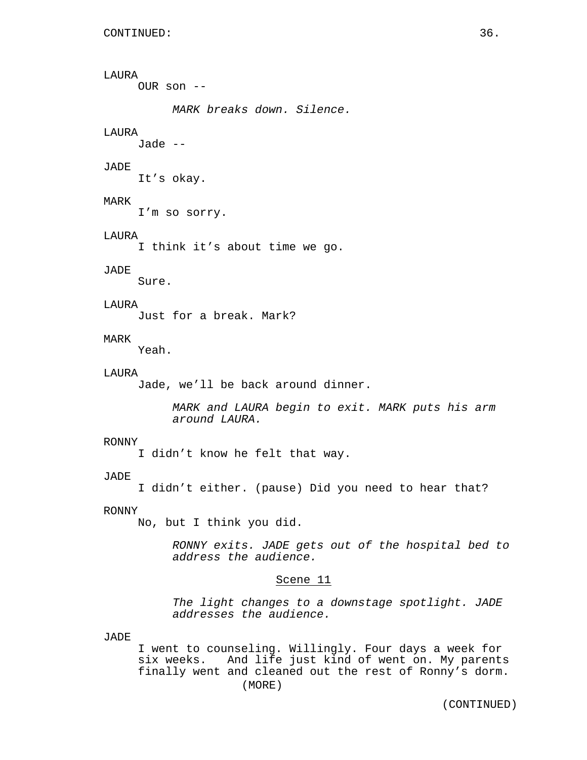LAURA
OUR son --

*MARK breaks down. Silence.*

LAURA
Jade --

JADE
It's okay.

MARK
I'm so sorry.

LAURA
I think it's about time we go.

JADE
Sure.

LAURA
Just for a break. Mark?

MARK
Yeah.

LAURA
Jade, we'll be back around dinner.

*MARK and LAURA begin to exit. MARK puts his arm around LAURA.*

RONNY
I didn't know he felt that way.

JADE
I didn't either. (pause) Did you need to hear that?

RONNY
No, but I think you did.

*RONNY exits. JADE gets out of the hospital bed to address the audience.*

Scene 11

*The light changes to a downstage spotlight. JADE addresses the audience.*

JADE
I went to counseling. Willingly. Four days a week for six weeks. And life just kind of went on. My parents finally went and cleaned out the rest of Ronny's dorm.
(MORE)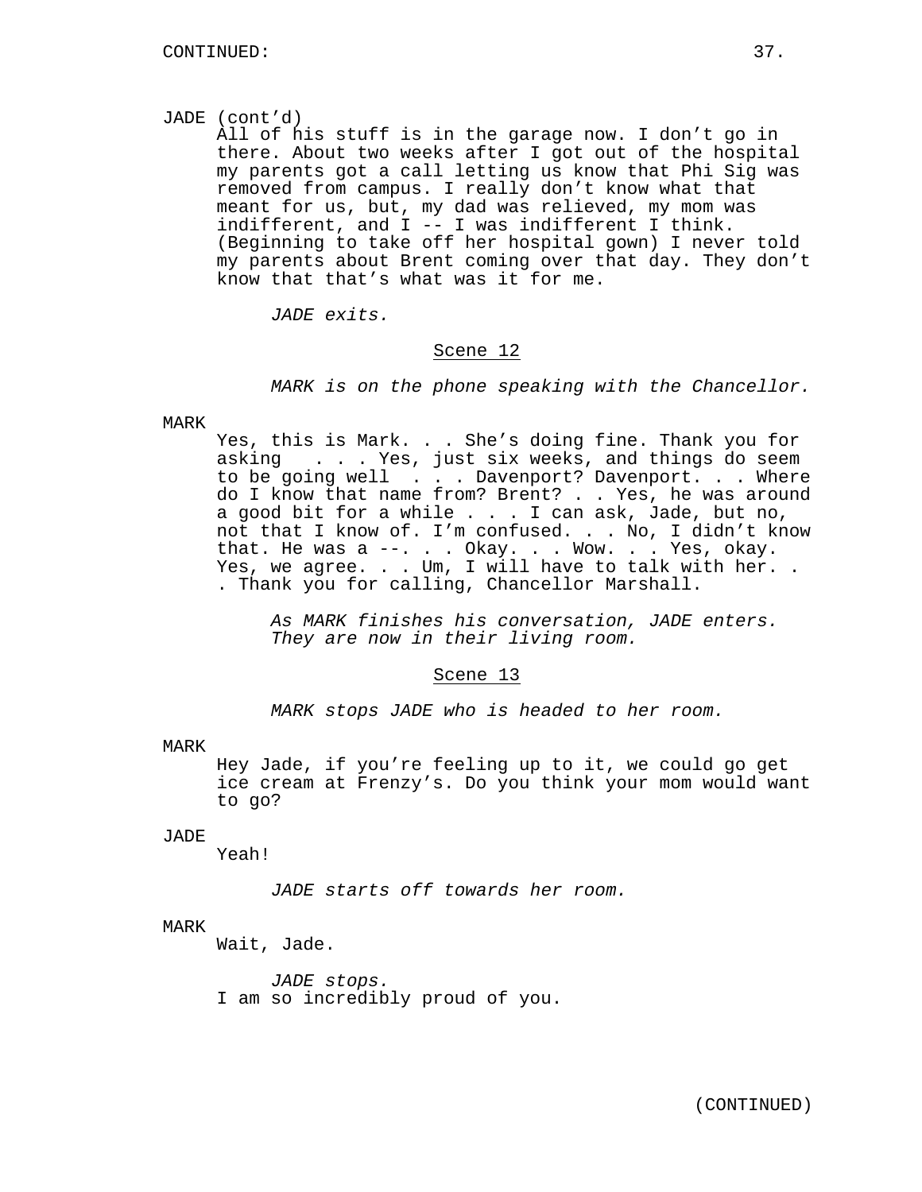CONTINUED:

JADE (cont'd)
All of his stuff is in the garage now. I don't go in there. About two weeks after I got out of the hospital my parents got a call letting us know that Phi Sig was removed from campus. I really don't know what that meant for us, but, my dad was relieved, my mom was indifferent, and I -- I was indifferent I think. (Beginning to take off her hospital gown) I never told my parents about Brent coming over that day. They don't know that that's what was it for me.

*JADE exits.*

Scene 12

*MARK is on the phone speaking with the Chancellor.*

MARK
Yes, this is Mark. . . She's doing fine. Thank you for asking . . . Yes, just six weeks, and things do seem to be going well . . . Davenport? Davenport. . . Where do I know that name from? Brent? . . Yes, he was around a good bit for a while . . . I can ask, Jade, but no, not that I know of. I'm confused. . . No, I didn't know that. He was a --. . . Okay. . . Wow. . . Yes, okay. Yes, we agree. . . Um, I will have to talk with her. . . Thank you for calling, Chancellor Marshall.

*As MARK finishes his conversation, JADE enters. They are now in their living room.*

Scene 13

*MARK stops JADE who is headed to her room.*

MARK
Hey Jade, if you're feeling up to it, we could go get ice cream at Frenzy's. Do you think your mom would want to go?

JADE
Yeah!

*JADE starts off towards her room.*

MARK
Wait, Jade.

*JADE stops.*

I am so incredibly proud of you.

(CONTINUED)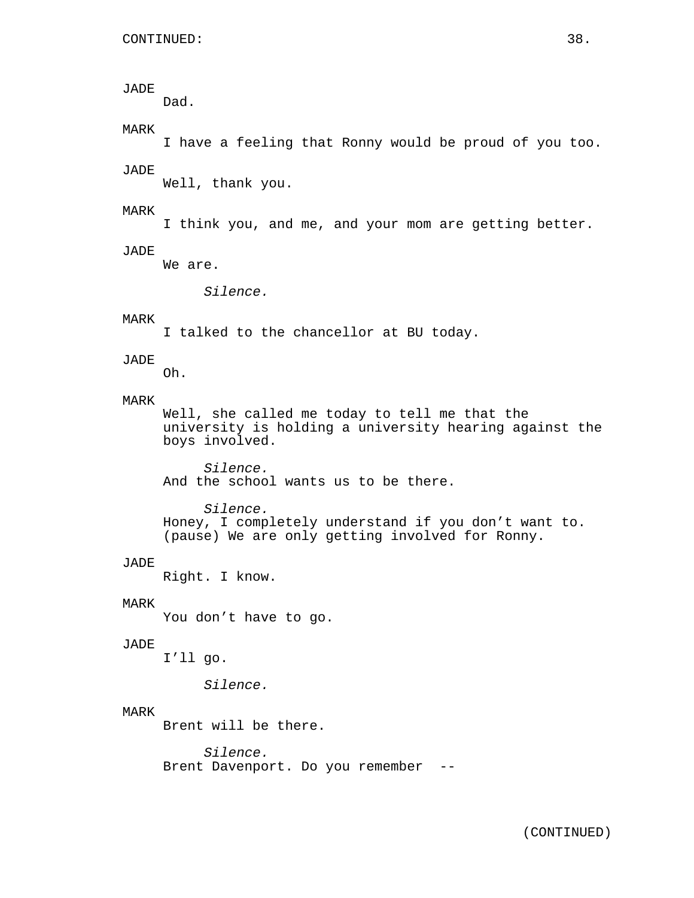JADE
Dad.

MARK
I have a feeling that Ronny would be proud of you too.

JADE
Well, thank you.

MARK
I think you, and me, and your mom are getting better.

JADE
We are.

*Silence.*

MARK
I talked to the chancellor at BU today.

JADE
Oh.

MARK
Well, she called me today to tell me that the university is holding a university hearing against the boys involved.

*Silence.*

And the school wants us to be there.

*Silence.*

Honey, I completely understand if you don't want to. (pause) We are only getting involved for Ronny.

JADE
Right. I know.

MARK
You don't have to go.

JADE
I'll go.

*Silence.*

MARK
Brent will be there.

*Silence.*

Brent Davenport. Do you remember --

(CONTINUED)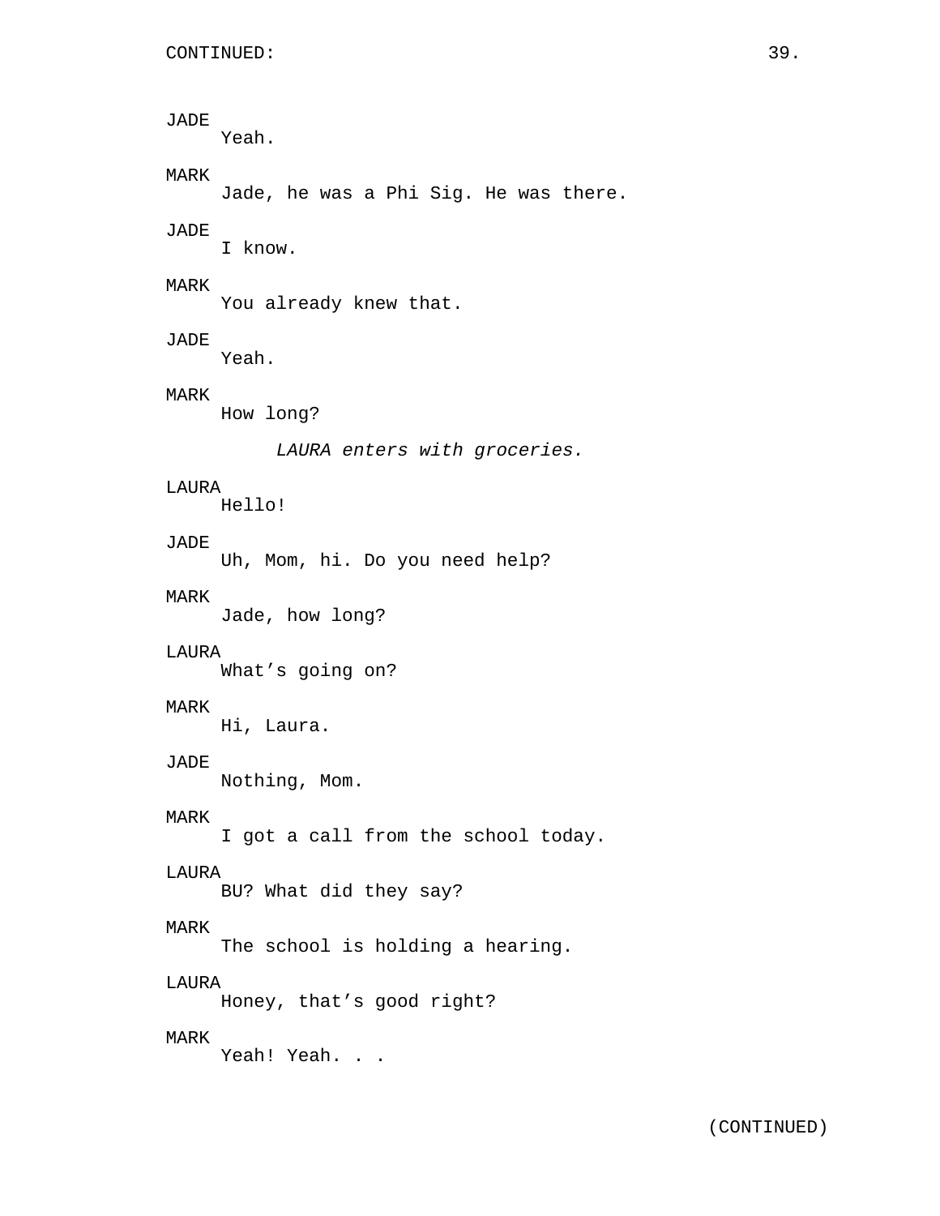JADE
Yeah.

MARK
Jade, he was a Phi Sig. He was there.

JADE
I know.

MARK
You already knew that.

JADE
Yeah.

MARK
How long?

*LAURA enters with groceries.*

LAURA
Hello!

JADE
Uh, Mom, hi. Do you need help?

MARK
Jade, how long?

LAURA
What’s going on?

MARK
Hi, Laura.

JADE
Nothing, Mom.

MARK
I got a call from the school today.

LAURA
BU? What did they say?

MARK
The school is holding a hearing.

LAURA
Honey, that’s good right?

MARK
Yeah! Yeah. . .

(CONTINUED)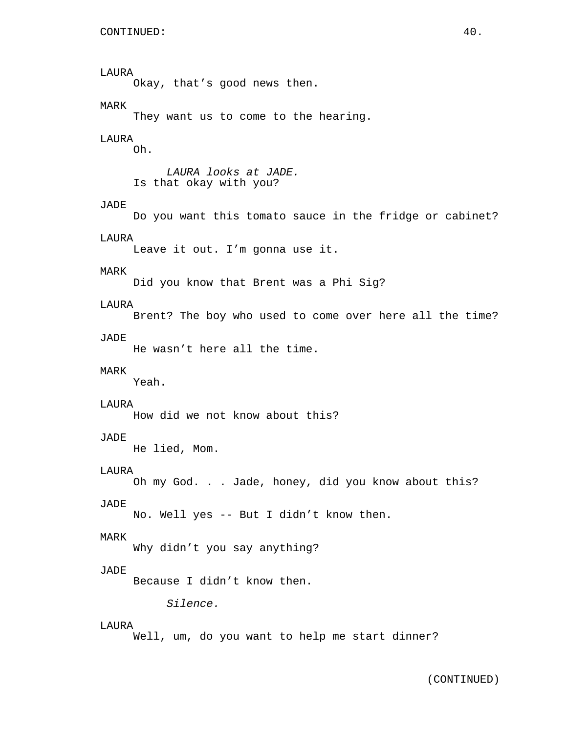LAURA
Okay, that’s good news then.

MARK
They want us to come to the hearing.

LAURA
Oh.

*LAURA looks at JADE.*
Is that okay with you?

JADE
Do you want this tomato sauce in the fridge or cabinet?

LAURA
Leave it out. I’m gonna use it.

MARK
Did you know that Brent was a Phi Sig?

LAURA
Brent? The boy who used to come over here all the time?

JADE
He wasn’t here all the time.

MARK
Yeah.

LAURA
How did we not know about this?

JADE
He lied, Mom.

LAURA
Oh my God. . . Jade, honey, did you know about this?

JADE
No. Well yes -- But I didn’t know then.

MARK
Why didn’t you say anything?

JADE
Because I didn’t know then.

*Silence.*

LAURA
Well, um, do you want to help me start dinner?

(CONTINUED)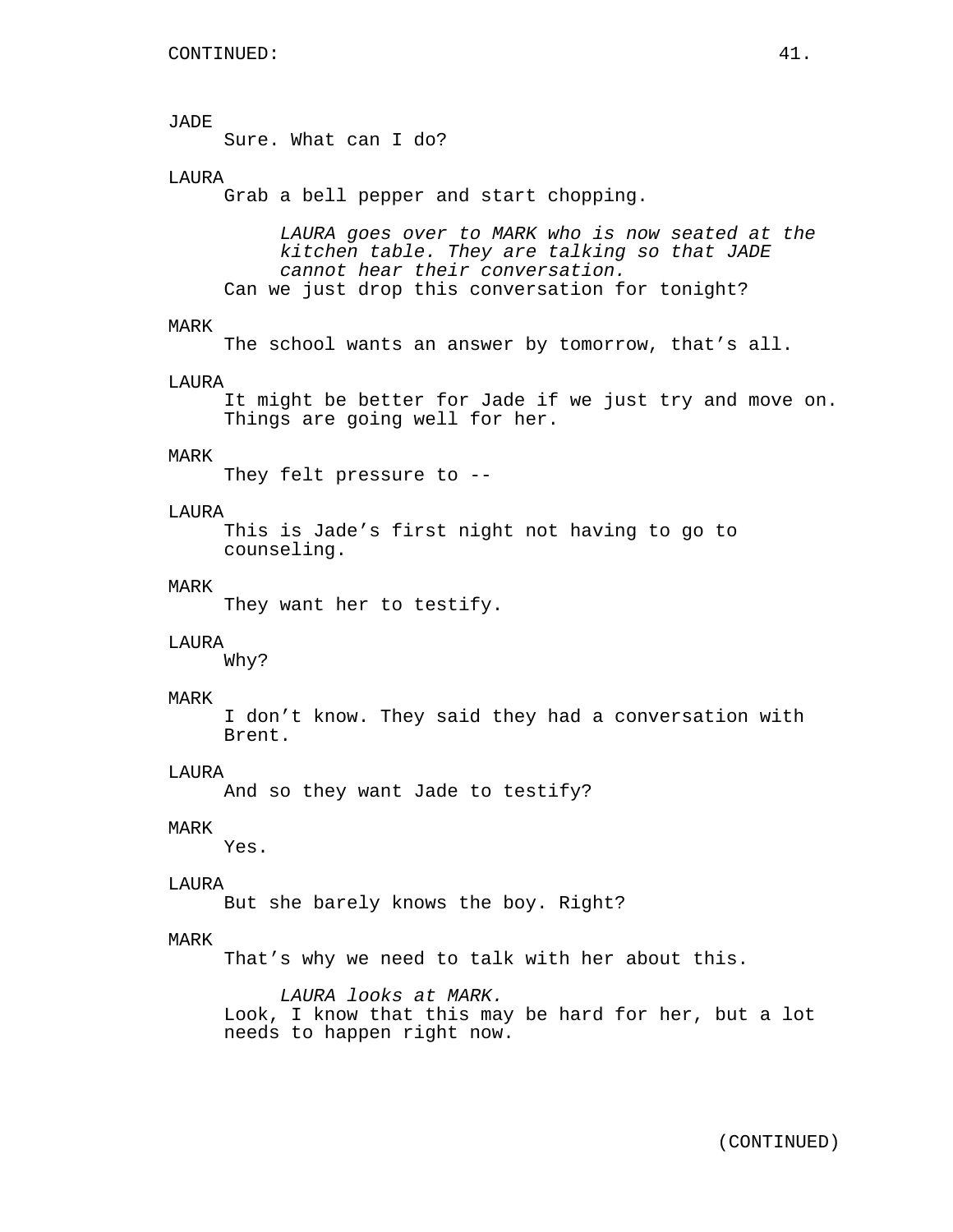CONTINUED:

JADE
Sure. What can I do?

LAURA
Grab a bell pepper and start chopping.

*LAURA goes over to MARK who is now seated at the kitchen table. They are talking so that JADE cannot hear their conversation.*

Can we just drop this conversation for tonight?

MARK
The school wants an answer by tomorrow, that's all.

LAURA
It might be better for Jade if we just try and move on. Things are going well for her.

MARK
They felt pressure to --

LAURA
This is Jade's first night not having to go to counseling.

MARK
They want her to testify.

LAURA
Why?

MARK
I don't know. They said they had a conversation with Brent.

LAURA
And so they want Jade to testify?

MARK
Yes.

LAURA
But she barely knows the boy. Right?

MARK
That's why we need to talk with her about this.

*LAURA looks at MARK.*

Look, I know that this may be hard for her, but a lot needs to happen right now.

(CONTINUED)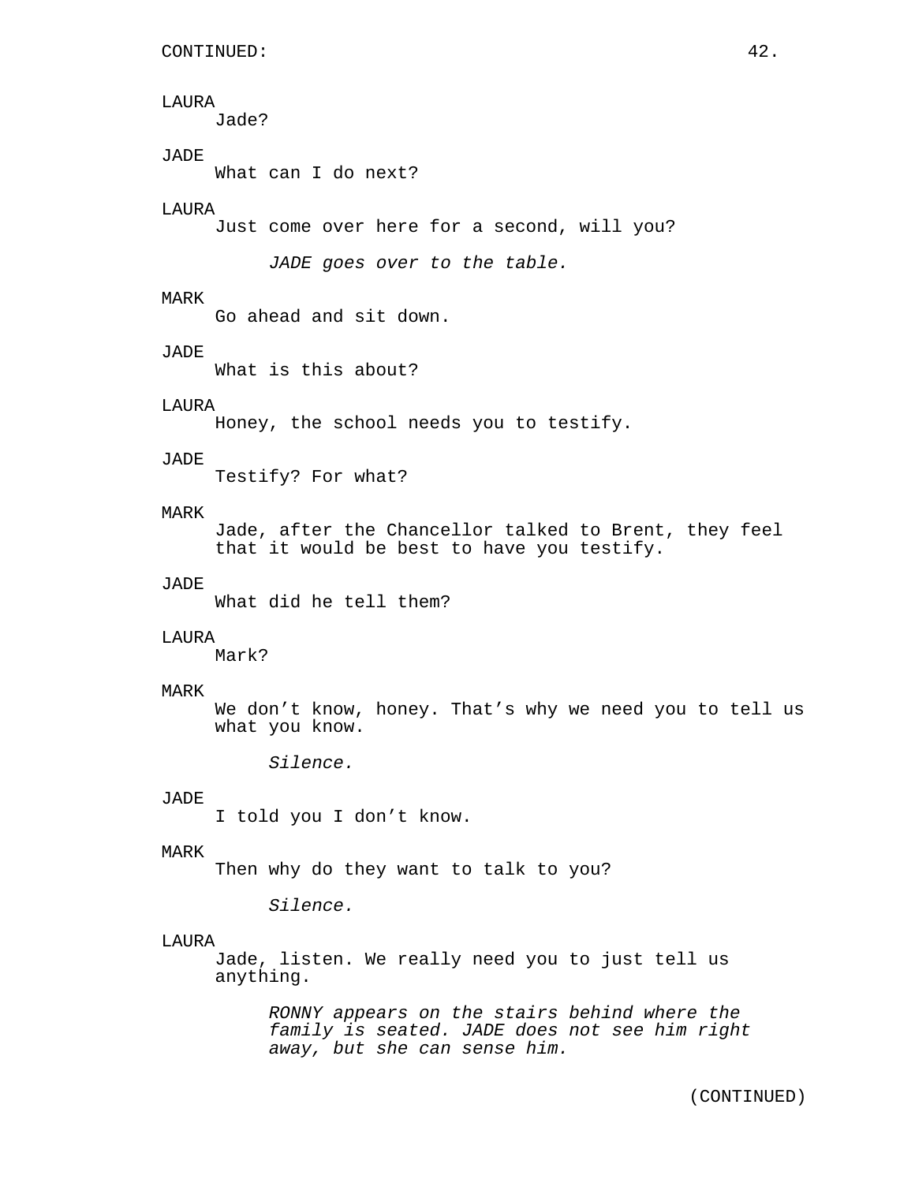LAURA
Jade?

JADE
What can I do next?

LAURA
Just come over here for a second, will you?

*JADE goes over to the table.*

MARK
Go ahead and sit down.

JADE
What is this about?

LAURA
Honey, the school needs you to testify.

JADE
Testify? For what?

MARK
Jade, after the Chancellor talked to Brent, they feel that it would be best to have you testify.

JADE
What did he tell them?

LAURA
Mark?

MARK
We don't know, honey. That's why we need you to tell us what you know.

*Silence.*

JADE
I told you I don't know.

MARK
Then why do they want to talk to you?

*Silence.*

LAURA
Jade, listen. We really need you to just tell us anything.

*RONNY appears on the stairs behind where the family is seated. JADE does not see him right away, but she can sense him.*

(CONTINUED)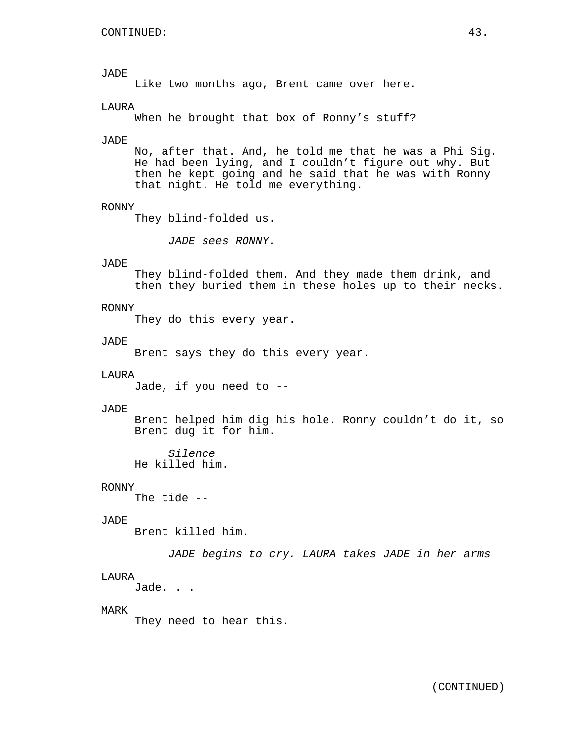CONTINUED:

JADE
Like two months ago, Brent came over here.

LAURA
When he brought that box of Ronny's stuff?

JADE
No, after that. And, he told me that he was a Phi Sig. He had been lying, and I couldn't figure out why. But then he kept going and he said that he was with Ronny that night. He told me everything.

RONNY
They blind-folded us.

*JADE sees RONNY.*

JADE
They blind-folded them. And they made them drink, and then they buried them in these holes up to their necks.

RONNY
They do this every year.

JADE
Brent says they do this every year.

LAURA
Jade, if you need to --

JADE
Brent helped him dig his hole. Ronny couldn't do it, so Brent dug it for him.

*Silence*
He killed him.

RONNY
The tide --

JADE
Brent killed him.

*JADE begins to cry. LAURA takes JADE in her arms*

LAURA
Jade. . .

MARK
They need to hear this.

(CONTINUED)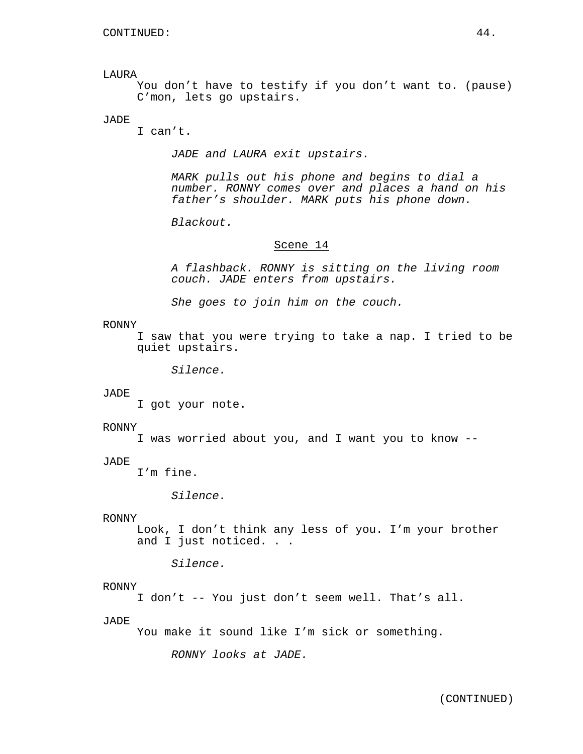CONTINUED:

LAURA
You don’t have to testify if you don’t want to. (pause) C’mon, lets go upstairs.

JADE
I can’t.

*JADE and LAURA exit upstairs.*

*MARK pulls out his phone and begins to dial a number. RONNY comes over and places a hand on his father’s shoulder. MARK puts his phone down.*

*Blackout.*

Scene 14

*A flashback. RONNY is sitting on the living room couch. JADE enters from upstairs.*

*She goes to join him on the couch.*

RONNY
I saw that you were trying to take a nap. I tried to be quiet upstairs.

*Silence.*

JADE
I got your note.

RONNY
I was worried about you, and I want you to know --

JADE
I’m fine.

*Silence.*

RONNY
Look, I don’t think any less of you. I’m your brother and I just noticed. . .

*Silence.*

RONNY
I don’t -- You just don’t seem well. That’s all.

JADE
You make it sound like I’m sick or something.

*RONNY looks at JADE.*

(CONTINUED)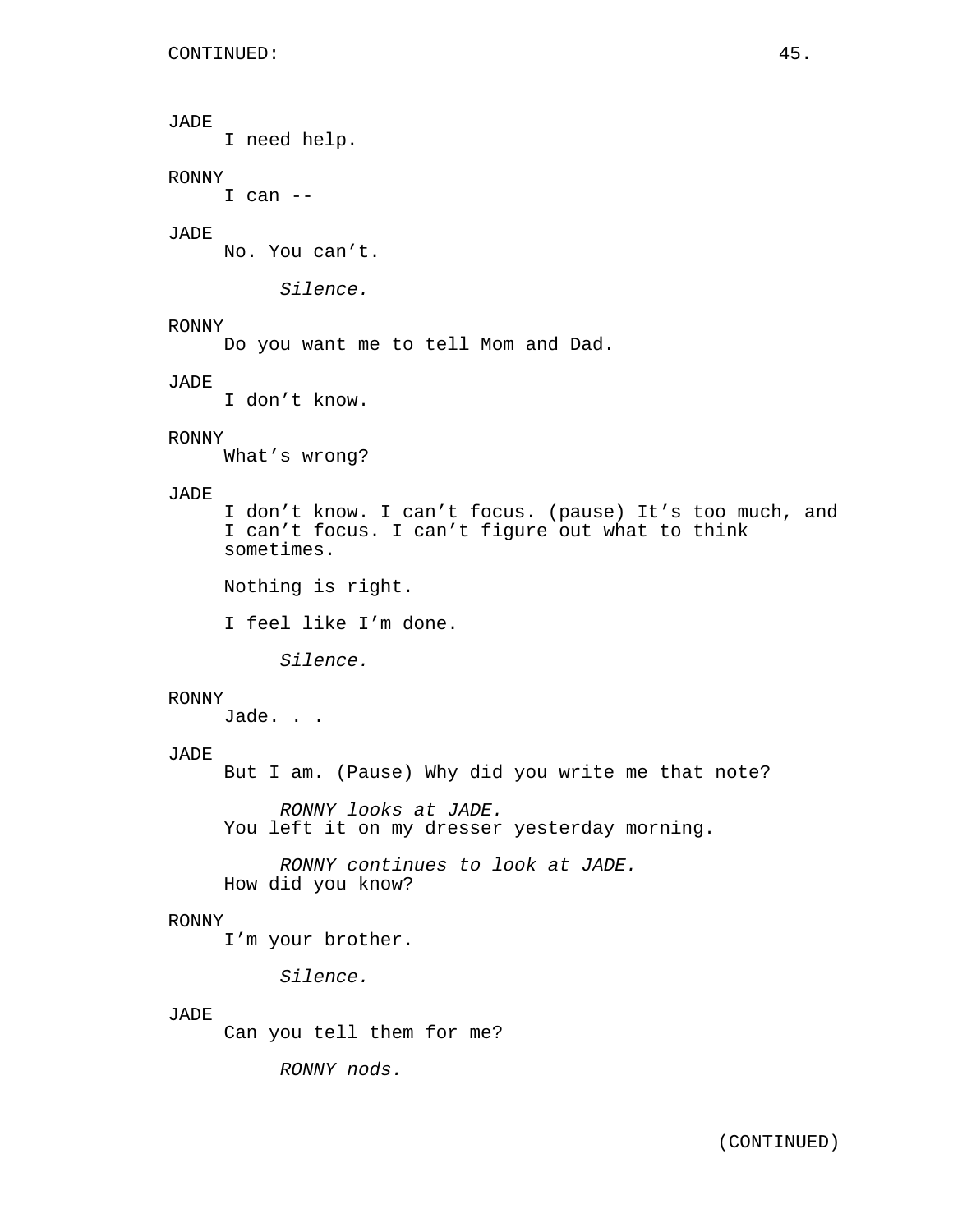JADE
I need help.

RONNY
I can --

JADE
No. You can't.

*Silence.*

RONNY
Do you want me to tell Mom and Dad.

JADE
I don't know.

RONNY
What's wrong?

JADE
I don't know. I can't focus. (pause) It's too much, and I can't focus. I can't figure out what to think sometimes.

Nothing is right.

I feel like I'm done.

*Silence.*

RONNY
Jade. . .

JADE
But I am. (Pause) Why did you write me that note?

*RONNY looks at JADE.*

You left it on my dresser yesterday morning.

*RONNY continues to look at JADE.*

How did you know?

RONNY
I'm your brother.

*Silence.*

JADE
Can you tell them for me?

*RONNY nods.*

(CONTINUED)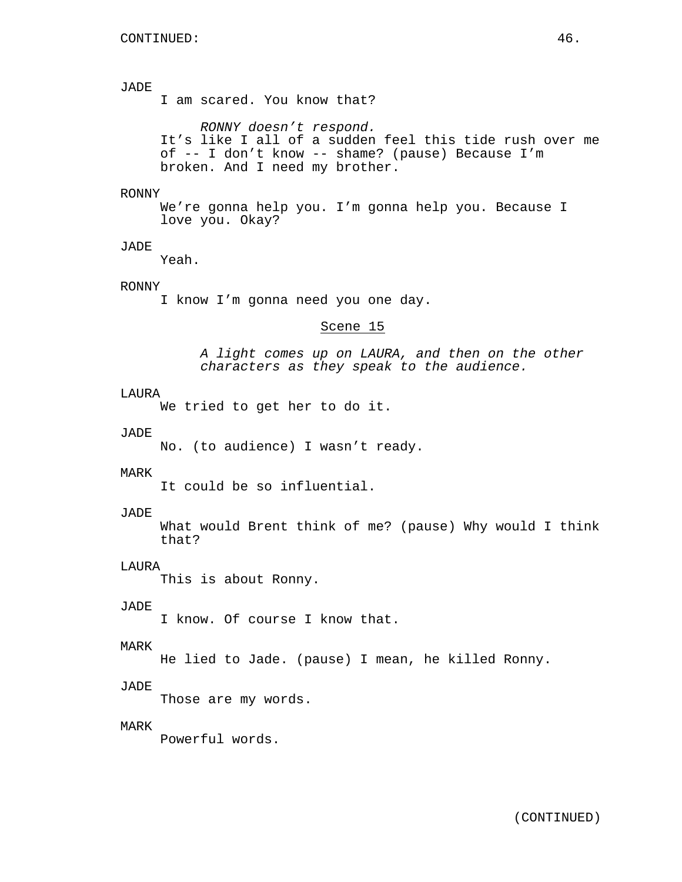CONTINUED:

JADE
I am scared. You know that?

*RONNY doesn't respond.*

It's like I all of a sudden feel this tide rush over me of -- I don't know -- shame? (pause) Because I'm broken. And I need my brother.

RONNY
We're gonna help you. I'm gonna help you. Because I love you. Okay?

JADE
Yeah.

RONNY
I know I'm gonna need you one day.

## Scene 15

*A light comes up on LAURA, and then on the other characters as they speak to the audience.*

LAURA
We tried to get her to do it.

JADE
No. (to audience) I wasn't ready.

MARK
It could be so influential.

JADE
What would Brent think of me? (pause) Why would I think that?

LAURA
This is about Ronny.

JADE
I know. Of course I know that.

MARK
He lied to Jade. (pause) I mean, he killed Ronny.

JADE
Those are my words.

MARK
Powerful words.

(CONTINUED)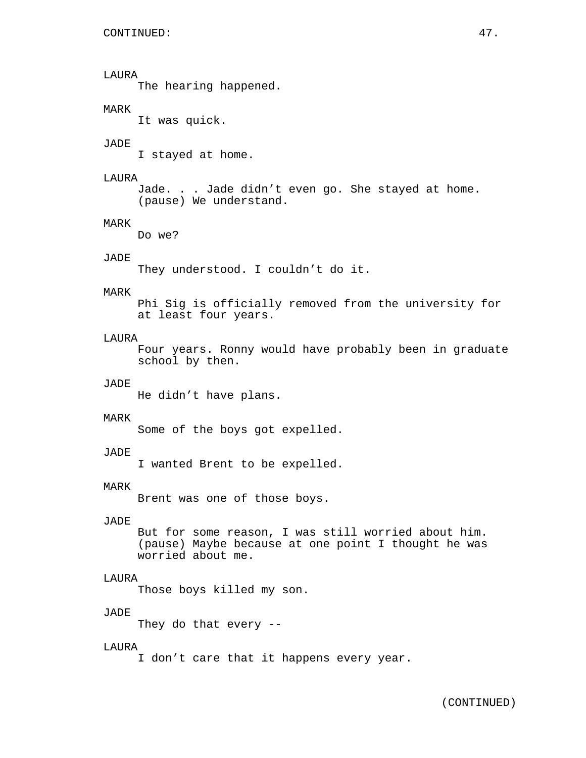LAURA
The hearing happened.

MARK
It was quick.

JADE
I stayed at home.

LAURA
Jade. . . Jade didn't even go. She stayed at home. (pause) We understand.

MARK
Do we?

JADE
They understood. I couldn't do it.

MARK
Phi Sig is officially removed from the university for at least four years.

LAURA
Four years. Ronny would have probably been in graduate school by then.

JADE
He didn't have plans.

MARK
Some of the boys got expelled.

JADE
I wanted Brent to be expelled.

MARK
Brent was one of those boys.

JADE
But for some reason, I was still worried about him. (pause) Maybe because at one point I thought he was worried about me.

LAURA
Those boys killed my son.

JADE
They do that every --

LAURA
I don't care that it happens every year.

(CONTINUED)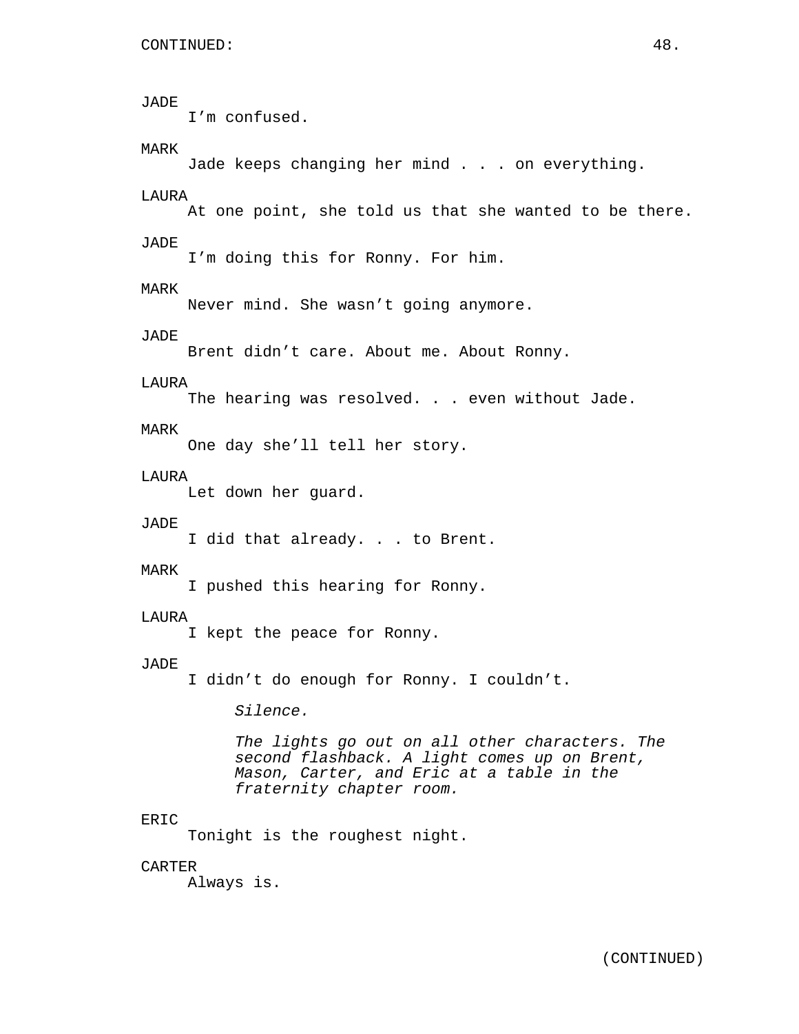CONTINUED:

JADE
I'm confused.

MARK
Jade keeps changing her mind . . . on everything.

LAURA
At one point, she told us that she wanted to be there.

JADE
I'm doing this for Ronny. For him.

MARK
Never mind. She wasn't going anymore.

JADE
Brent didn't care. About me. About Ronny.

LAURA
The hearing was resolved. . . even without Jade.

MARK
One day she'll tell her story.

LAURA
Let down her guard.

JADE
I did that already. . . to Brent.

MARK
I pushed this hearing for Ronny.

LAURA
I kept the peace for Ronny.

JADE
I didn't do enough for Ronny. I couldn't.

*Silence.*

*The lights go out on all other characters. The second flashback. A light comes up on Brent, Mason, Carter, and Eric at a table in the fraternity chapter room.*

ERIC
Tonight is the roughest night.

CARTER
Always is.

(CONTINUED)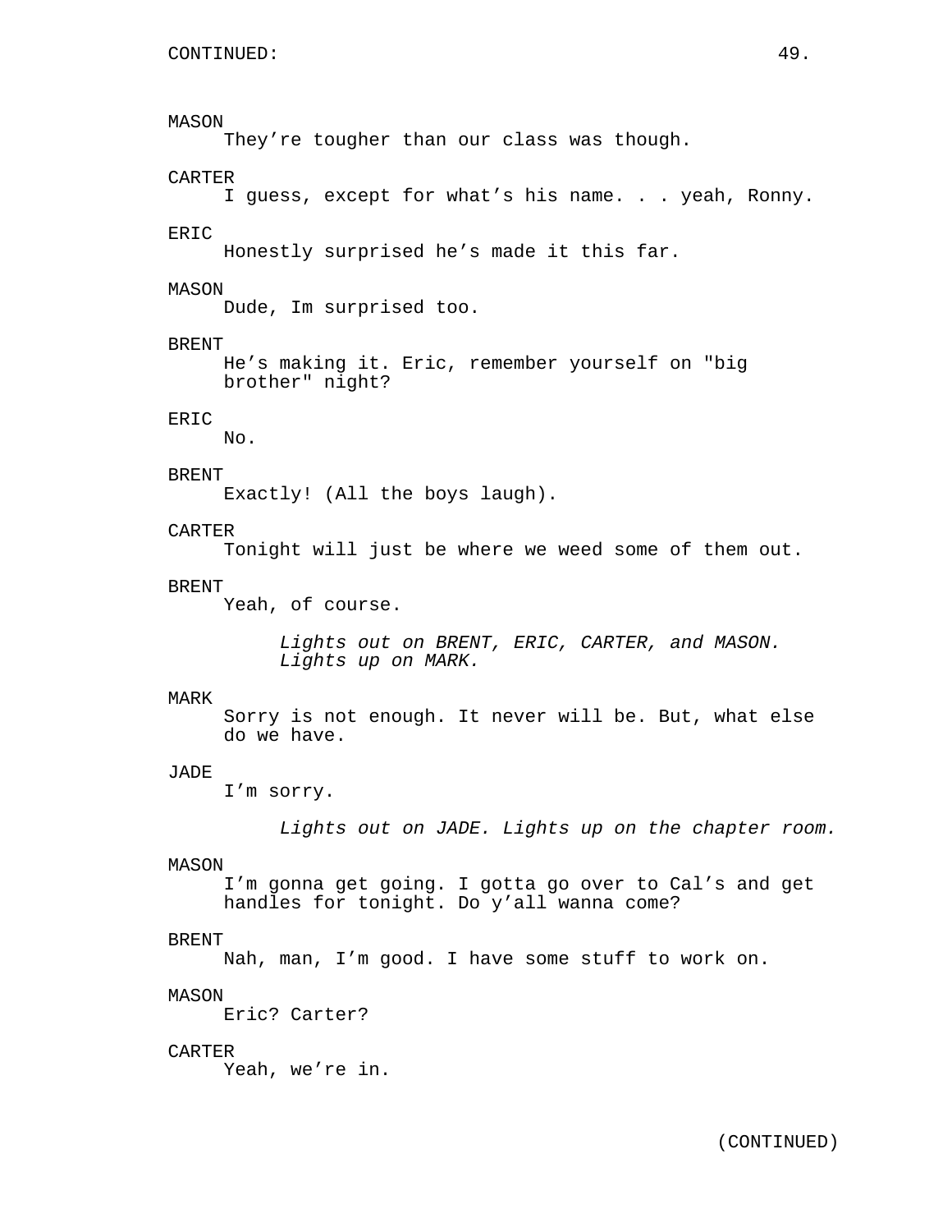CONTINUED:

MASON
They’re tougher than our class was though.

CARTER
I guess, except for what’s his name. . . yeah, Ronny.

ERIC
Honestly surprised he’s made it this far.

MASON
Dude, Im surprised too.

BRENT
He’s making it. Eric, remember yourself on "big brother" night?

ERIC
No.

BRENT
Exactly! (All the boys laugh).

CARTER
Tonight will just be where we weed some of them out.

BRENT
Yeah, of course.

*Lights out on BRENT, ERIC, CARTER, and MASON. Lights up on MARK.*

MARK
Sorry is not enough. It never will be. But, what else do we have.

JADE
I’m sorry.

*Lights out on JADE. Lights up on the chapter room.*

MASON
I’m gonna get going. I gotta go over to Cal’s and get handles for tonight. Do y’all wanna come?

BRENT
Nah, man, I’m good. I have some stuff to work on.

MASON
Eric? Carter?

CARTER
Yeah, we’re in.

(CONTINUED)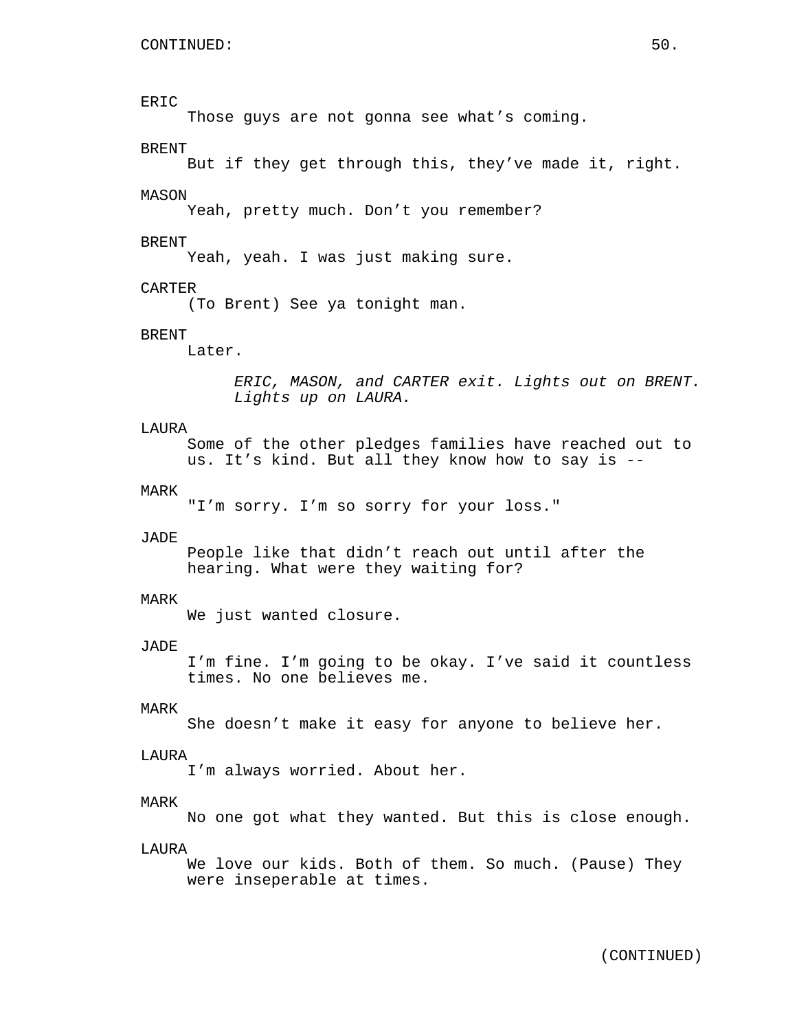CONTINUED:

ERIC
Those guys are not gonna see what's coming.

BRENT
But if they get through this, they've made it, right.

MASON
Yeah, pretty much. Don't you remember?

BRENT
Yeah, yeah. I was just making sure.

CARTER
(To Brent) See ya tonight man.

BRENT
Later.

*ERIC, MASON, and CARTER exit. Lights out on BRENT. Lights up on LAURA.*

LAURA
Some of the other pledges families have reached out to us. It's kind. But all they know how to say is --

MARK
"I'm sorry. I'm so sorry for your loss."

JADE
People like that didn't reach out until after the hearing. What were they waiting for?

MARK
We just wanted closure.

JADE
I'm fine. I'm going to be okay. I've said it countless times. No one believes me.

MARK
She doesn't make it easy for anyone to believe her.

LAURA
I'm always worried. About her.

MARK
No one got what they wanted. But this is close enough.

LAURA
We love our kids. Both of them. So much. (Pause) They were inseperable at times.

(CONTINUED)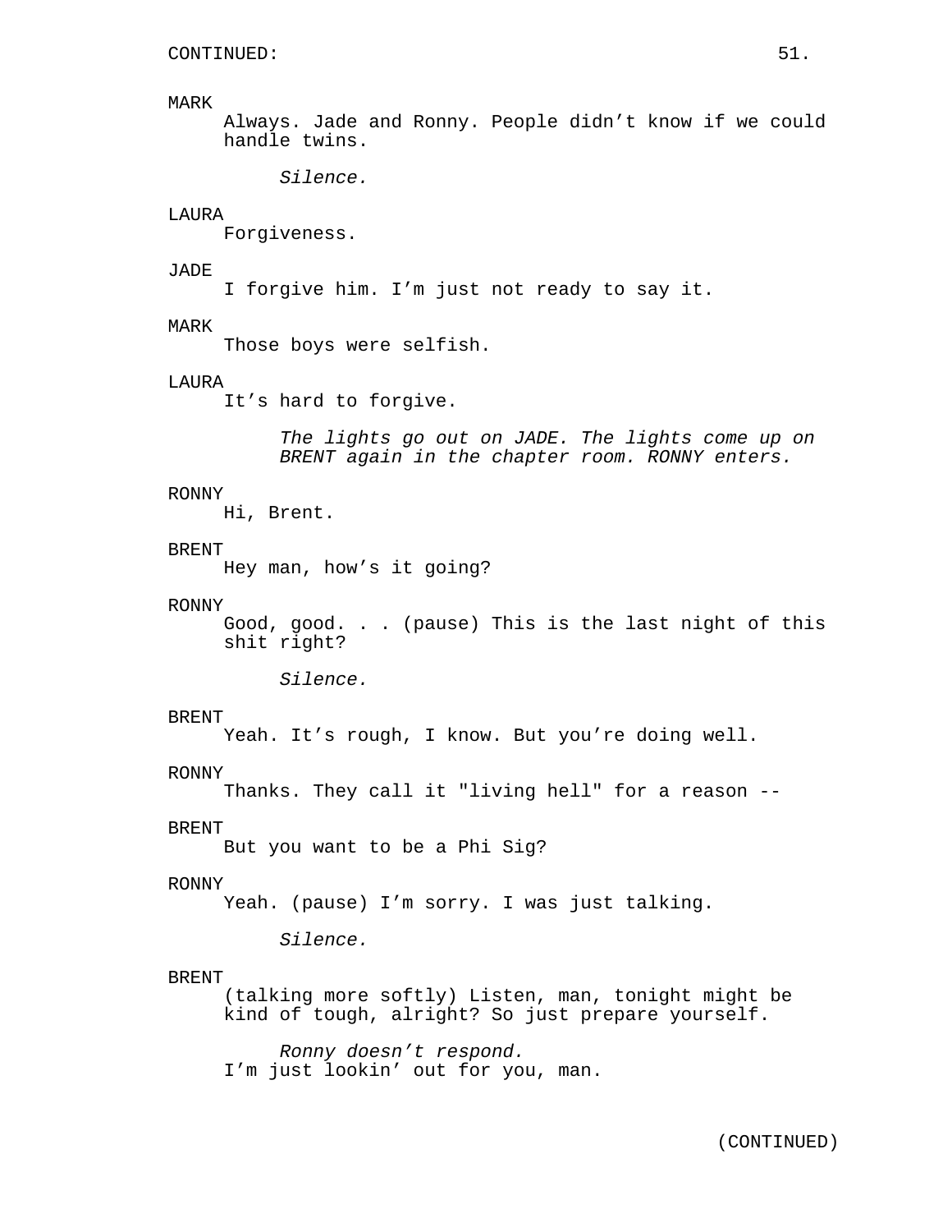CONTINUED:

MARK
Always. Jade and Ronny. People didn't know if we could handle twins.

*Silence.*

LAURA
Forgiveness.

JADE
I forgive him. I'm just not ready to say it.

MARK
Those boys were selfish.

LAURA
It's hard to forgive.

*The lights go out on JADE. The lights come up on BRENT again in the chapter room. RONNY enters.*

RONNY
Hi, Brent.

BRENT
Hey man, how's it going?

RONNY
Good, good. . . (pause) This is the last night of this shit right?

*Silence.*

BRENT
Yeah. It's rough, I know. But you're doing well.

RONNY
Thanks. They call it "living hell" for a reason --

BRENT
But you want to be a Phi Sig?

RONNY
Yeah. (pause) I'm sorry. I was just talking.

*Silence.*

BRENT
(talking more softly) Listen, man, tonight might be kind of tough, alright? So just prepare yourself.

*Ronny doesn't respond.*

I'm just lookin' out for you, man.

(CONTINUED)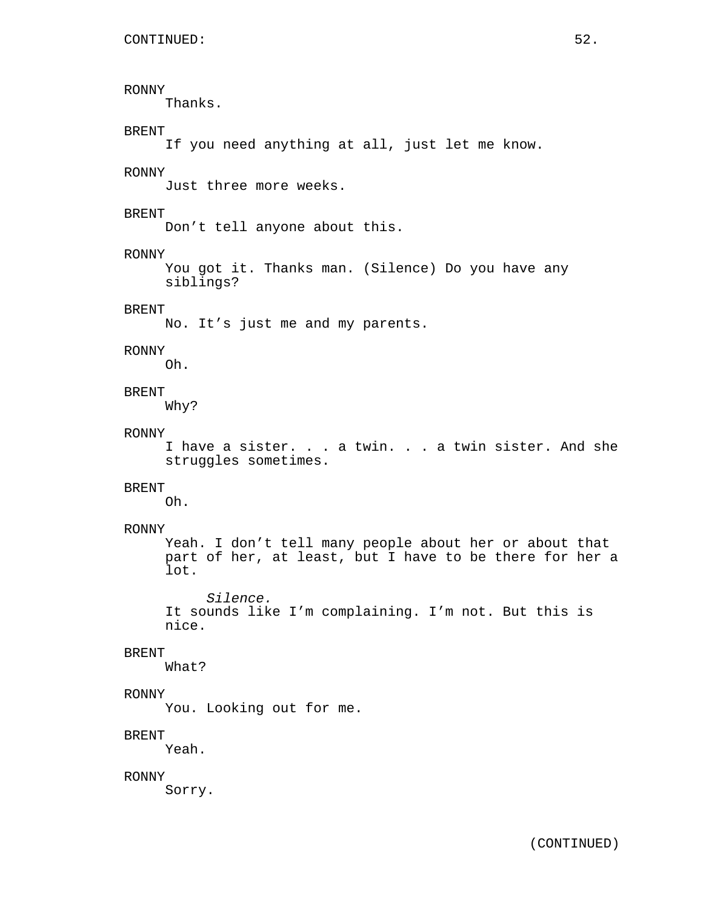RONNY
Thanks.

BRENT
If you need anything at all, just let me know.

RONNY
Just three more weeks.

BRENT
Don’t tell anyone about this.

RONNY
You got it. Thanks man. (Silence) Do you have any siblings?

BRENT
No. It’s just me and my parents.

RONNY
Oh.

BRENT
Why?

RONNY
I have a sister. . . a twin. . . a twin sister. And she struggles sometimes.

BRENT
Oh.

RONNY
Yeah. I don’t tell many people about her or about that part of her, at least, but I have to be there for her a lot.

*Silence.*

It sounds like I’m complaining. I’m not. But this is nice.

BRENT
What?

RONNY
You. Looking out for me.

BRENT
Yeah.

RONNY
Sorry.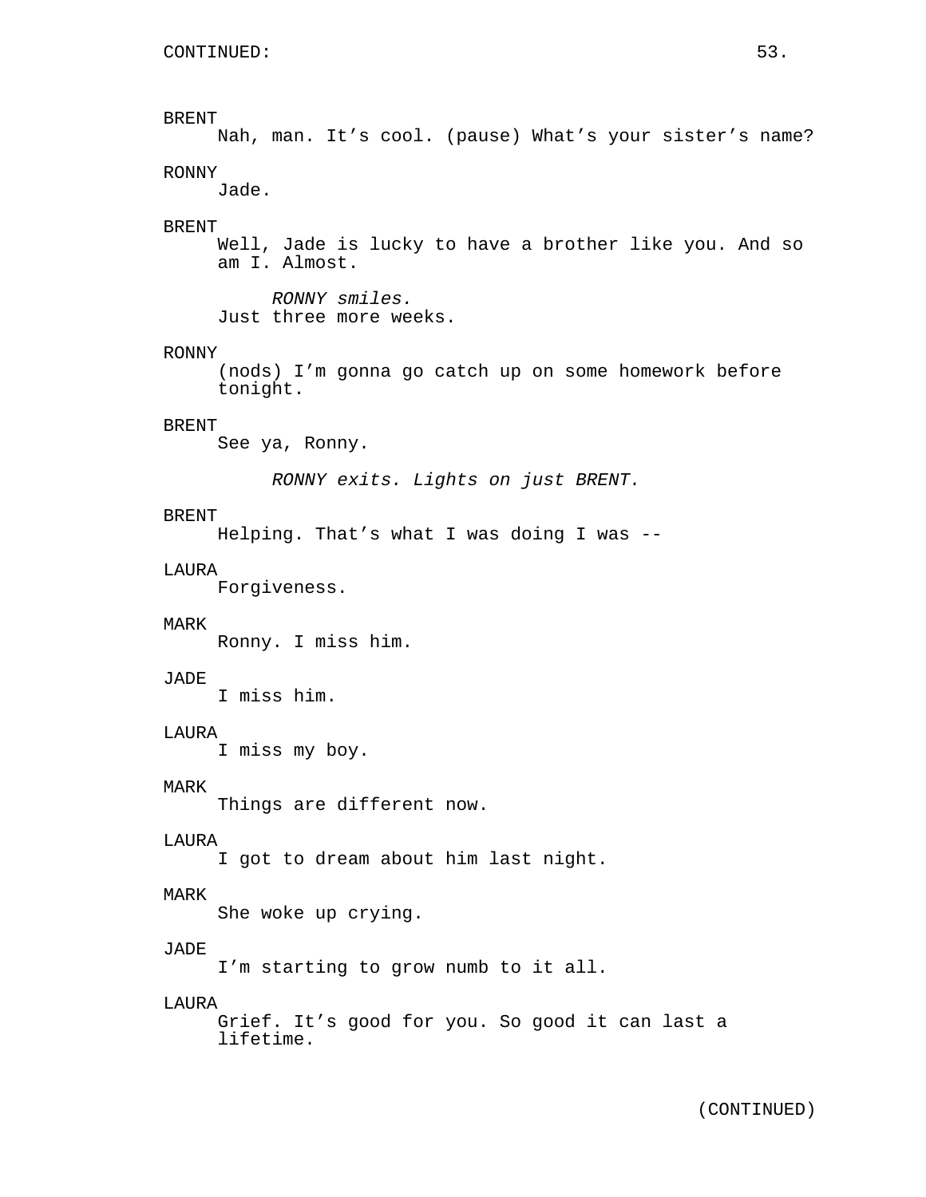CONTINUED:

BRENT
Nah, man. It’s cool. (pause) What’s your sister’s name?

RONNY
Jade.

BRENT
Well, Jade is lucky to have a brother like you. And so am I. Almost.

*RONNY smiles.*

Just three more weeks.

RONNY
(nods) I’m gonna go catch up on some homework before tonight.

BRENT
See ya, Ronny.

*RONNY exits. Lights on just BRENT.*

BRENT
Helping. That’s what I was doing I was --

LAURA
Forgiveness.

MARK
Ronny. I miss him.

JADE
I miss him.

LAURA
I miss my boy.

MARK
Things are different now.

LAURA
I got to dream about him last night.

MARK
She woke up crying.

JADE
I’m starting to grow numb to it all.

LAURA
Grief. It’s good for you. So good it can last a lifetime.

(CONTINUED)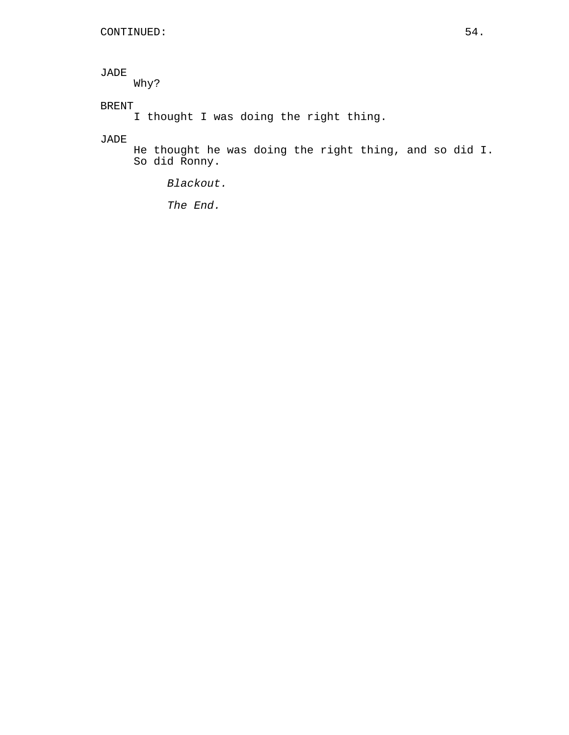CONTINUED:

JADE
Why?

BRENT
I thought I was doing the right thing.

JADE
He thought he was doing the right thing, and so did I. So did Ronny.

*Blackout.*

*The End.*